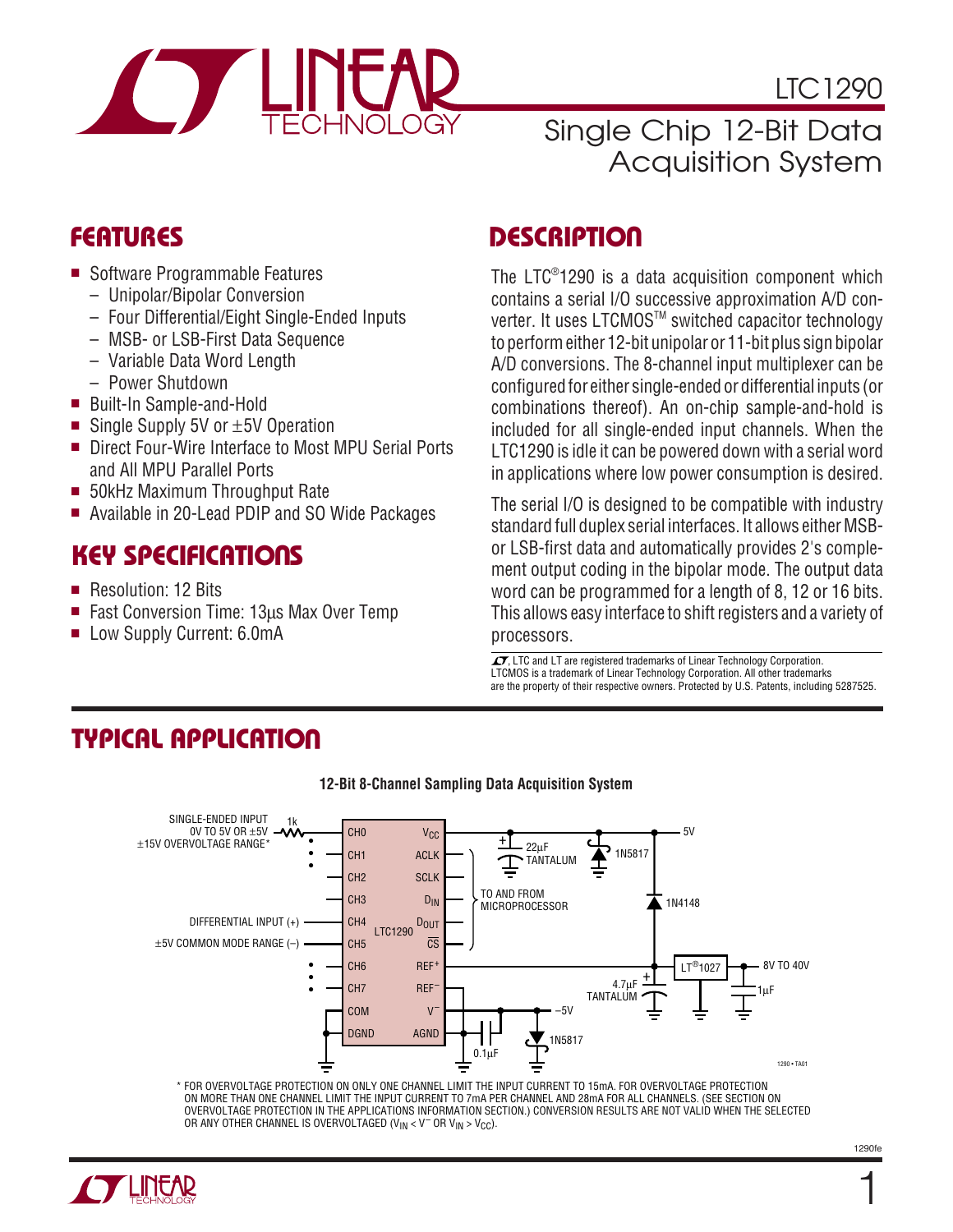# LTC1290

## Single Chip 12-Bit Data Acquisition System

## FEATURES

- Software Programmable Features
  - Unipolar/Bipolar Conversion
  - Four Differential/Eight Single-Ended Inputs
  - MSB- or LSB-First Data Sequence
  - Variable Data Word Length
  - Power Shutdown
- Built-In Sample-and-Hold
- Single Supply 5V or ±5V Operation
- Direct Four-Wire Interface to Most MPU Serial Ports and All MPU Parallel Ports
- 50kHz Maximum Throughput Rate
- Available in 20-Lead PDIP and SO Wide Packages

## KEY SPECIFICATIONS

- Resolution: 12 Bits
- Fast Conversion Time: 13µs Max Over Temp
- Low Supply Current: 6.0mA

## DESCRIPTION

The LTC®1290 is a data acquisition component which contains a serial I/O successive approximation A/D converter. It uses LTCMOS™ switched capacitor technology to perform either 12-bit unipolar or 11-bit plus sign bipolar A/D conversions. The 8-channel input multiplexer can be configured for either single-ended or differential inputs (or combinations thereof). An on-chip sample-and-hold is included for all single-ended input channels. When the LTC1290 is idle it can be powered down with a serial word in applications where low power consumption is desired.

The serial I/O is designed to be compatible with industry standard full duplex serial interfaces. It allows either MSB- or LSB-first data and automatically provides 2's complement output coding in the bipolar mode. The output data word can be programmed for a length of 8, 12 or 16 bits. This allows easy interface to shift registers and a variety of processors.

LT, LTC and LT are registered trademarks of Linear Technology Corporation. LTCMOS is a trademark of Linear Technology Corporation. All other trademarks are the property of their respective owners. Protected by U.S. Patents, including 5287525.

## TYPICAL APPLICATION

**12-Bit 8-Channel Sampling Data Acquisition System**

SINGLE-ENDED INPUT 0V TO 5V OR ±5V ±15V OVERVOLTAGE RANGE* — 1k — CH0; CH1; CH2; CH3; DIFFERENTIAL INPUT (+) — CH4; ±5V COMMON MODE RANGE (–) — CH5; CH6; CH7; COM; DGND. LTC1290: $V_{CC}$, ACLK, SCLK, $D_{IN}$, $D_{OUT}$, $\overline{CS}$ (TO AND FROM MICROPROCESSOR), $REF^+$, $REF^-$, $V^-$, AGND. 5V, 22µF TANTALUM, 1N5817, 1N4148, LT®1027, 8V TO 40V, 1µF, 4.7µF TANTALUM, –5V, 1N5817, 0.1µF.

\* FOR OVERVOLTAGE PROTECTION ON ONLY ONE CHANNEL LIMIT THE INPUT CURRENT TO 15mA. FOR OVERVOLTAGE PROTECTION ON MORE THAN ONE CHANNEL LIMIT THE INPUT CURRENT TO 7mA PER CHANNEL AND 28mA FOR ALL CHANNELS. (SEE SECTION ON OVERVOLTAGE PROTECTION IN THE APPLICATIONS INFORMATION SECTION.) CONVERSION RESULTS ARE NOT VALID WHEN THE SELECTED OR ANY OTHER CHANNEL IS OVERVOLTAGED ($V_{IN} < V^-$ OR $V_{IN} > V_{CC}$).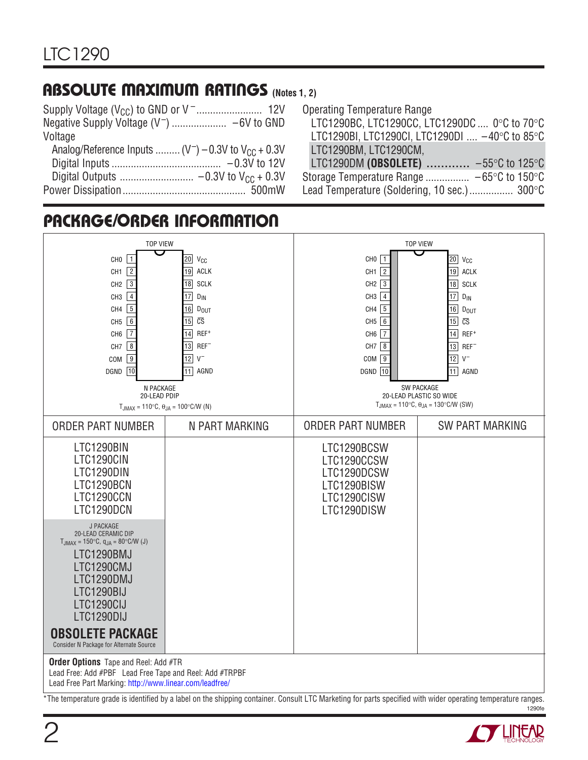## ABSOLUTE MAXIMUM RATINGS (Notes 1, 2)

Supply Voltage ($V_{CC}$) to GND or $V^-$ ........................ 12V
Negative Supply Voltage ($V^-$) .................... –6V to GND
Voltage
  Analog/Reference Inputs ......... ($V^-$) –0.3V to $V_{CC}$ + 0.3V
  Digital Inputs ........................................ –0.3V to 12V
  Digital Outputs ........................... –0.3V to $V_{CC}$ + 0.3V
Power Dissipation ............................................. 500mW

Operating Temperature Range
  LTC1290BC, LTC1290CC, LTC1290DC .... 0°C to 70°C
  LTC1290BI, LTC1290CI, LTC1290DI .... –40°C to 85°C
  LTC1290BM, LTC1290CM,
  LTC1290DM **(OBSOLETE)** ............ –55°C to 125°C
Storage Temperature Range ................ –65°C to 150°C
Lead Temperature (Soldering, 10 sec.) ................ 300°C

## PACKAGE/ORDER INFORMATION

TOP VIEW

| Pin | Name | Pin | Name |
|---|---|---|---|
| 1 | CH0 | 20 | $V_{CC}$ |
| 2 | CH1 | 19 | ACLK |
| 3 | CH2 | 18 | SCLK |
| 4 | CH3 | 17 | $D_{IN}$ |
| 5 | CH4 | 16 | $D_{OUT}$ |
| 6 | CH5 | 15 | $\overline{CS}$ |
| 7 | CH6 | 14 | $REF^+$ |
| 8 | CH7 | 13 | $REF^-$ |
| 9 | COM | 12 | $V^-$ |
| 10 | DGND | 11 | AGND |

N PACKAGE
20-LEAD PDIP
$T_{JMAX}$ = 110°C, $\theta_{JA}$ = 100°C/W (N)

SW PACKAGE
20-LEAD PLASTIC SO WIDE
$T_{JMAX}$ = 110°C, $\theta_{JA}$ = 130°C/W (SW)

| ORDER PART NUMBER | N PART MARKING | ORDER PART NUMBER | SW PART MARKING |
|---|---|---|---|
| LTC1290BIN<br>LTC1290CIN<br>LTC1290DIN<br>LTC1290BCN<br>LTC1290CCN<br>LTC1290DCN | | LTC1290BCSW<br>LTC1290CCSW<br>LTC1290DCSW<br>LTC1290BISW<br>LTC1290CISW<br>LTC1290DISW | |
| J PACKAGE<br>20-LEAD CERAMIC DIP<br>$T_{JMAX}$ = 150°C, $\theta_{JA}$ = 80°C/W (J)<br>LTC1290BMJ<br>LTC1290CMJ<br>LTC1290DMJ<br>LTC1290BIJ<br>LTC1290CIJ<br>LTC1290DIJ<br>**OBSOLETE PACKAGE**<br>Consider N Package for Alternate Source | | | |

**Order Options** Tape and Reel: Add #TR
Lead Free: Add #PBF Lead Free Tape and Reel: Add #TRPBF
Lead Free Part Marking: http://www.linear.com/leadfree/

*The temperature grade is identified by a label on the shipping container. Consult LTC Marketing for parts specified with wider operating temperature ranges.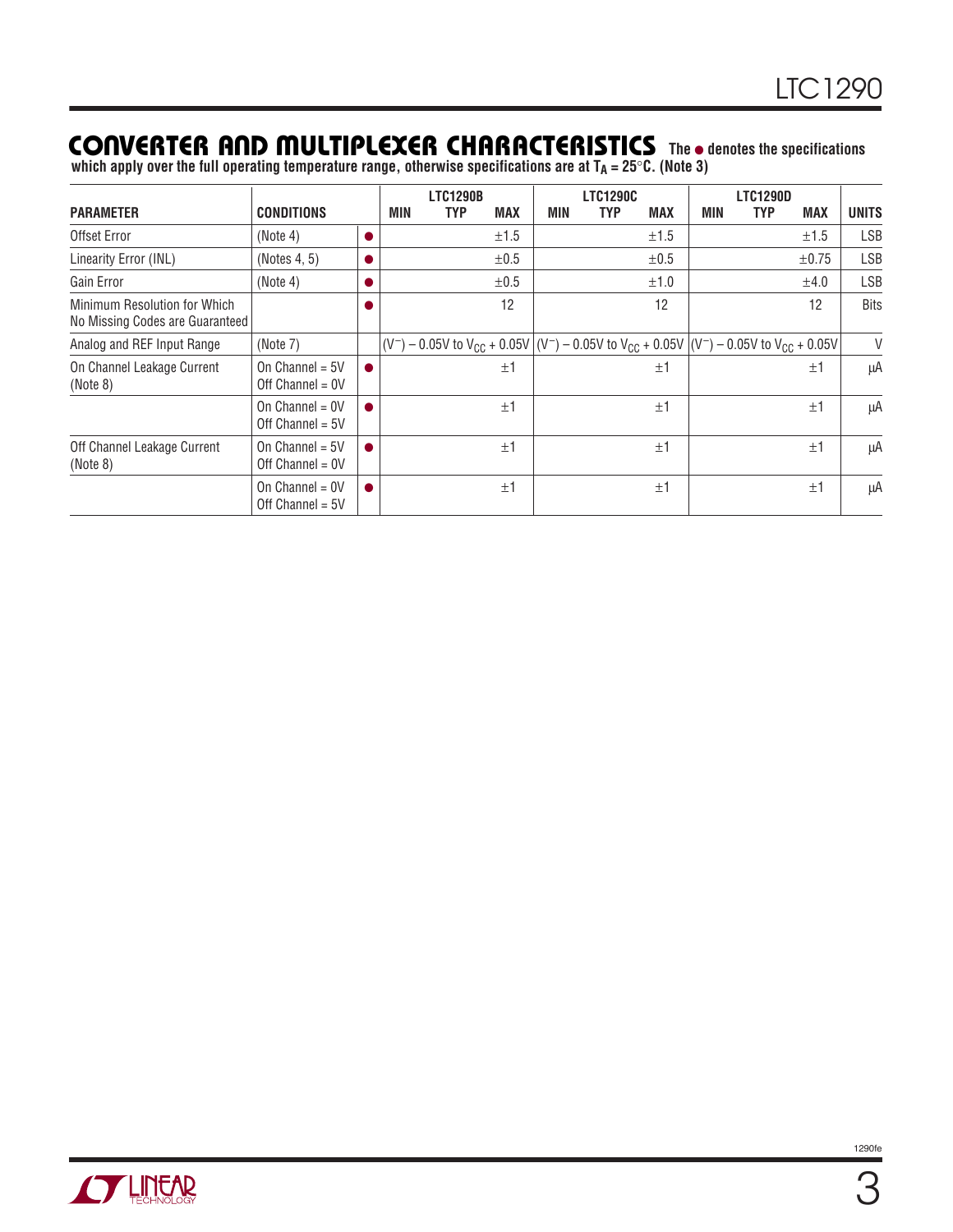## CONVERTER AND MULTIPLEXER CHARACTERISTICS

**The ● denotes the specifications which apply over the full operating temperature range, otherwise specifications are at $T_A = 25°C$. (Note 3)**

| PARAMETER | CONDITIONS | | LTC1290B MIN | LTC1290B TYP | LTC1290B MAX | LTC1290C MIN | LTC1290C TYP | LTC1290C MAX | LTC1290D MIN | LTC1290D TYP | LTC1290D MAX | UNITS |
|---|---|---|---|---|---|---|---|---|---|---|---|---|
| Offset Error | (Note 4) | ● | | | ±1.5 | | | ±1.5 | | | ±1.5 | LSB |
| Linearity Error (INL) | (Notes 4, 5) | ● | | | ±0.5 | | | ±0.5 | | | ±0.75 | LSB |
| Gain Error | (Note 4) | ● | | | ±0.5 | | | ±1.0 | | | ±4.0 | LSB |
| Minimum Resolution for Which No Missing Codes are Guaranteed | | ● | | | 12 | | | 12 | | | 12 | Bits |
| Analog and REF Input Range | (Note 7) | | $(V^-) - 0.05V$ to $V_{CC} + 0.05V$ | | | $(V^-) - 0.05V$ to $V_{CC} + 0.05V$ | | | $(V^-) - 0.05V$ to $V_{CC} + 0.05V$ | | | V |
| On Channel Leakage Current (Note 8) | On Channel = 5V Off Channel = 0V | ● | | | ±1 | | | ±1 | | | ±1 | µA |
| | On Channel = 0V Off Channel = 5V | ● | | | ±1 | | | ±1 | | | ±1 | µA |
| Off Channel Leakage Current (Note 8) | On Channel = 5V Off Channel = 0V | ● | | | ±1 | | | ±1 | | | ±1 | µA |
| | On Channel = 0V Off Channel = 5V | ● | | | ±1 | | | ±1 | | | ±1 | µA |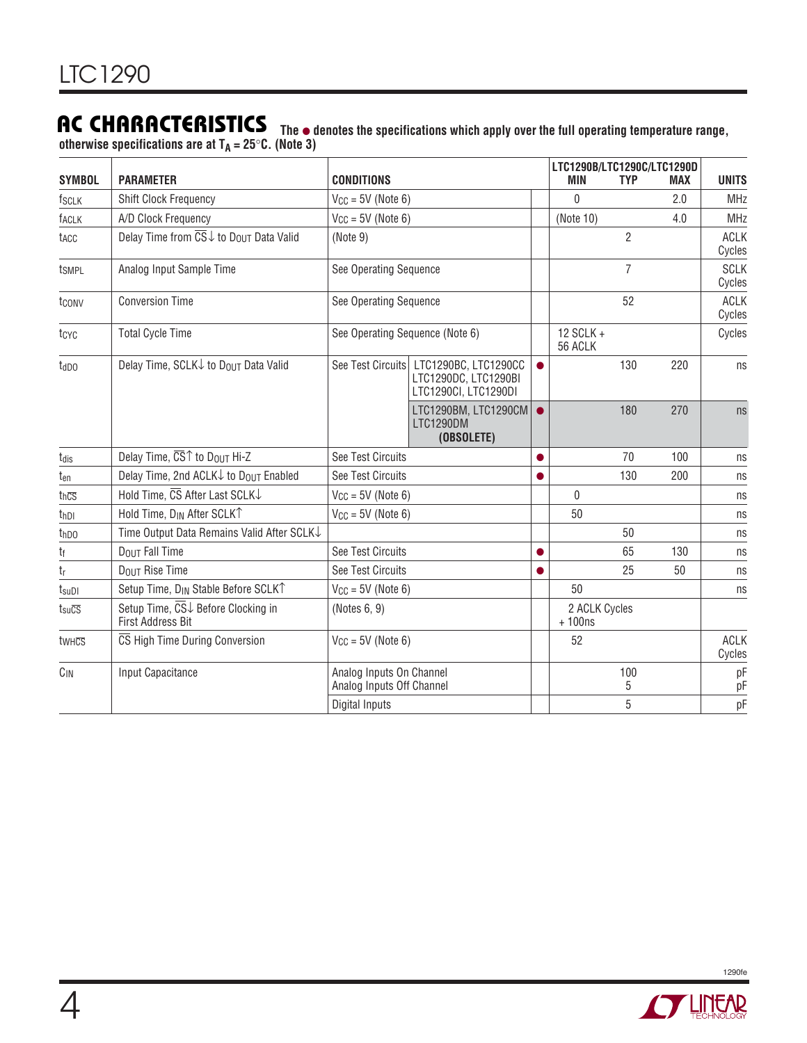## AC CHARACTERISTICS

**The ● denotes the specifications which apply over the full operating temperature range, otherwise specifications are at $T_A$ = 25°C. (Note 3)**

| SYMBOL | PARAMETER | CONDITIONS | | | LTC1290B/LTC1290C/LTC1290D MIN | TYP | MAX | UNITS |
|---|---|---|---|---|---|---|---|---|
| $f_{SCLK}$ | Shift Clock Frequency | $V_{CC}$ = 5V (Note 6) | | | 0 | | 2.0 | MHz |
| $f_{ACLK}$ | A/D Clock Frequency | $V_{CC}$ = 5V (Note 6) | | | (Note 10) | | 4.0 | MHz |
| $t_{ACC}$ | Delay Time from $\overline{CS}$↓ to $D_{OUT}$ Data Valid | (Note 9) | | | | 2 | | ACLK Cycles |
| $t_{SMPL}$ | Analog Input Sample Time | See Operating Sequence | | | | 7 | | SCLK Cycles |
| $t_{CONV}$ | Conversion Time | See Operating Sequence | | | | 52 | | ACLK Cycles |
| $t_{CYC}$ | Total Cycle Time | See Operating Sequence (Note 6) | | | 12 SCLK + 56 ACLK | | | Cycles |
| $t_{dDO}$ | Delay Time, SCLK↓ to $D_{OUT}$ Data Valid | See Test Circuits | LTC1290BC, LTC1290CC LTC1290DC, LTC1290BI LTC1290CI, LTC1290DI | ● | | 130 | 220 | ns |
| | | | LTC1290BM, LTC1290CM LTC1290DM **(OBSOLETE)** | ● | | 180 | 270 | ns |
| $t_{dis}$ | Delay Time, $\overline{CS}$↑ to $D_{OUT}$ Hi-Z | See Test Circuits | | ● | | 70 | 100 | ns |
| $t_{en}$ | Delay Time, 2nd ACLK↓ to $D_{OUT}$ Enabled | See Test Circuits | | ● | | 130 | 200 | ns |
| $t_{h\overline{CS}}$ | Hold Time, $\overline{CS}$ After Last SCLK↓ | $V_{CC}$ = 5V (Note 6) | | | 0 | | | ns |
| $t_{hDI}$ | Hold Time, $D_{IN}$ After SCLK↑ | $V_{CC}$ = 5V (Note 6) | | | 50 | | | ns |
| $t_{hDO}$ | Time Output Data Remains Valid After SCLK↓ | | | | | 50 | | ns |
| $t_f$ | $D_{OUT}$ Fall Time | See Test Circuits | | ● | | 65 | 130 | ns |
| $t_r$ | $D_{OUT}$ Rise Time | See Test Circuits | | ● | | 25 | 50 | ns |
| $t_{suDI}$ | Setup Time, $D_{IN}$ Stable Before SCLK↑ | $V_{CC}$ = 5V (Note 6) | | | 50 | | | ns |
| $t_{su\overline{CS}}$ | Setup Time, $\overline{CS}$↓ Before Clocking in First Address Bit | (Notes 6, 9) | | | 2 ACLK Cycles + 100ns | | | |
| $t_{WH\overline{CS}}$ | $\overline{CS}$ High Time During Conversion | $V_{CC}$ = 5V (Note 6) | | | 52 | | | ACLK Cycles |
| $C_{IN}$ | Input Capacitance | Analog Inputs On Channel Analog Inputs Off Channel | | | | 100 5 | | pF pF |
| | | Digital Inputs | | | | 5 | | pF |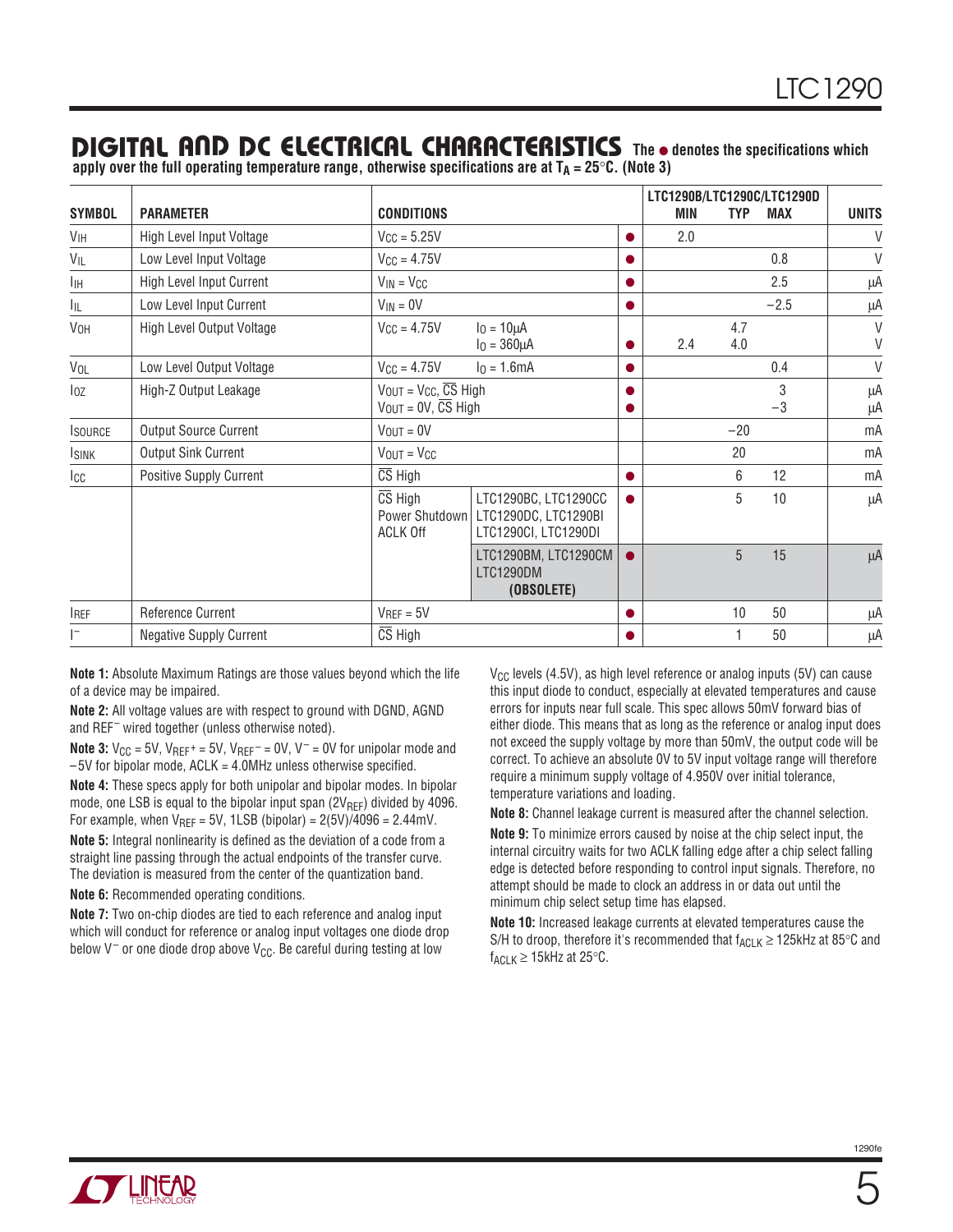## DIGITAL AND DC ELECTRICAL CHARACTERISTICS

**The ● denotes the specifications which apply over the full operating temperature range, otherwise specifications are at $T_A$ = 25°C. (Note 3)**

| SYMBOL | PARAMETER | CONDITIONS | | | LTC1290B/LTC1290C/LTC1290D MIN | TYP | MAX | UNITS |
|---|---|---|---|---|---|---|---|---|
| $V_{IH}$ | High Level Input Voltage | $V_{CC}$ = 5.25V | | ● | 2.0 | | | V |
| $V_{IL}$ | Low Level Input Voltage | $V_{CC}$ = 4.75V | | ● | | | 0.8 | V |
| $I_{IH}$ | High Level Input Current | $V_{IN}$ = $V_{CC}$ | | ● | | | 2.5 | µA |
| $I_{IL}$ | Low Level Input Current | $V_{IN}$ = 0V | | ● | | | −2.5 | µA |
| $V_{OH}$ | High Level Output Voltage | $V_{CC}$ = 4.75V | $I_O$ = 10µA<br>$I_O$ = 360µA | ● | 2.4 | 4.7<br>4.0 | | V<br>V |
| $V_{OL}$ | Low Level Output Voltage | $V_{CC}$ = 4.75V | $I_O$ = 1.6mA | ● | | | 0.4 | V |
| $I_{OZ}$ | High-Z Output Leakage | $V_{OUT}$ = $V_{CC}$, $\overline{CS}$ High<br>$V_{OUT}$ = 0V, $\overline{CS}$ High | | ●<br>● | | | 3<br>−3 | µA<br>µA |
| $I_{SOURCE}$ | Output Source Current | $V_{OUT}$ = 0V | | | | −20 | | mA |
| $I_{SINK}$ | Output Sink Current | $V_{OUT}$ = $V_{CC}$ | | | | 20 | | mA |
| $I_{CC}$ | Positive Supply Current | $\overline{CS}$ High | | ● | | 6 | 12 | mA |
| | | $\overline{CS}$ High Power Shutdown ACLK Off | LTC1290BC, LTC1290CC LTC1290DC, LTC1290BI LTC1290CI, LTC1290DI | ● | | 5 | 10 | µA |
| | | | LTC1290BM, LTC1290CM LTC1290DM **(OBSOLETE)** | ● | | 5 | 15 | µA |
| $I_{REF}$ | Reference Current | $V_{REF}$ = 5V | | ● | | 10 | 50 | µA |
| $I^-$ | Negative Supply Current | $\overline{CS}$ High | | ● | | 1 | 50 | µA |

**Note 1:** Absolute Maximum Ratings are those values beyond which the life of a device may be impaired.

**Note 2:** All voltage values are with respect to ground with DGND, AGND and $REF^-$ wired together (unless otherwise noted).

**Note 3:** $V_{CC}$ = 5V, $V_{REF^+}$ = 5V, $V_{REF^-}$ = 0V, $V^-$ = 0V for unipolar mode and −5V for bipolar mode, ACLK = 4.0MHz unless otherwise specified.

**Note 4:** These specs apply for both unipolar and bipolar modes. In bipolar mode, one LSB is equal to the bipolar input span ($2V_{REF}$) divided by 4096. For example, when $V_{REF}$ = 5V, 1LSB (bipolar) = 2(5V)/4096 = 2.44mV.

**Note 5:** Integral nonlinearity is defined as the deviation of a code from a straight line passing through the actual endpoints of the transfer curve. The deviation is measured from the center of the quantization band.

**Note 6:** Recommended operating conditions.

**Note 7:** Two on-chip diodes are tied to each reference and analog input which will conduct for reference or analog input voltages one diode drop below $V^-$ or one diode drop above $V_{CC}$. Be careful during testing at low $V_{CC}$ levels (4.5V), as high level reference or analog inputs (5V) can cause this input diode to conduct, especially at elevated temperatures and cause errors for inputs near full scale. This spec allows 50mV forward bias of either diode. This means that as long as the reference or analog input does not exceed the supply voltage by more than 50mV, the output code will be correct. To achieve an absolute 0V to 5V input voltage range will therefore require a minimum supply voltage of 4.950V over initial tolerance, temperature variations and loading.

**Note 8:** Channel leakage current is measured after the channel selection.

**Note 9:** To minimize errors caused by noise at the chip select input, the internal circuitry waits for two ACLK falling edge after a chip select falling edge is detected before responding to control input signals. Therefore, no attempt should be made to clock an address in or data out until the minimum chip select setup time has elapsed.

**Note 10:** Increased leakage currents at elevated temperatures cause the S/H to droop, therefore it's recommended that $f_{ACLK}$ ≥ 125kHz at 85°C and $f_{ACLK}$ ≥ 15kHz at 25°C.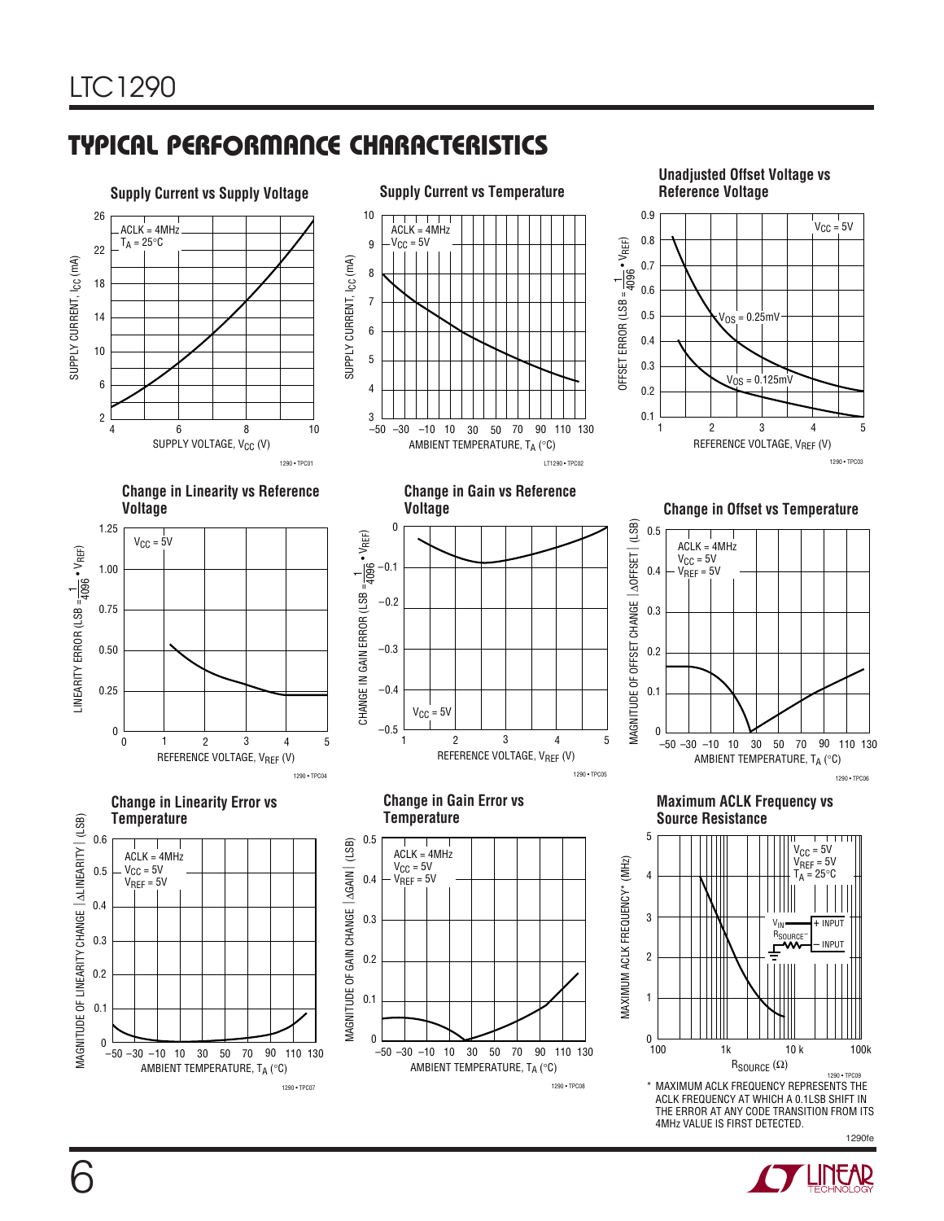## TYPICAL PERFORMANCE CHARACTERISTICS

**Supply Current vs Supply Voltage**

ACLK = 4MHz
$T_A$ = 25°C

SUPPLY CURRENT, $I_{CC}$ (mA)

SUPPLY VOLTAGE, $V_{CC}$ (V)

1290 • TPC01

**Supply Current vs Temperature**

ACLK = 4MHz
$V_{CC}$ = 5V

SUPPLY CURRENT, $I_{CC}$ (mA)

AMBIENT TEMPERATURE, $T_A$ (°C)

LT1290 • TPC02

**Unadjusted Offset Voltage vs Reference Voltage**

$V_{CC}$ = 5V

$V_{OS}$ = 0.25mV

$V_{OS}$ = 0.125mV

OFFSET ERROR (LSB = $\frac{1}{4096}$ • $V_{REF}$)

REFERENCE VOLTAGE, $V_{REF}$ (V)

1290 • TPC03

**Change in Linearity vs Reference Voltage**

$V_{CC}$ = 5V

LINEARITY ERROR (LSB = $\frac{1}{4096}$ • $V_{REF}$)

REFERENCE VOLTAGE, $V_{REF}$ (V)

1290 • TPC04

**Change in Gain vs Reference Voltage**

$V_{CC}$ = 5V

CHANGE IN GAIN ERROR (LSB = $\frac{1}{4096}$ • $V_{REF}$)

REFERENCE VOLTAGE, $V_{REF}$ (V)

1290 • TPC05

**Change in Offset vs Temperature**

ACLK = 4MHz
$V_{CC}$ = 5V
$V_{REF}$ = 5V

MAGNITUDE OF OFFSET CHANGE |ΔOFFSET| (LSB)

AMBIENT TEMPERATURE, $T_A$ (°C)

1290 • TPC06

**Change in Linearity Error vs Temperature**

ACLK = 4MHz
$V_{CC}$ = 5V
$V_{REF}$ = 5V

MAGNITUDE OF LINEARITY CHANGE |ΔLINEARITY| (LSB)

AMBIENT TEMPERATURE, $T_A$ (°C)

1290 • TPC07

**Change in Gain Error vs Temperature**

ACLK = 4MHz
$V_{CC}$ = 5V
$V_{REF}$ = 5V

MAGNITUDE OF GAIN CHANGE |ΔGAIN| (LSB)

AMBIENT TEMPERATURE, $T_A$ (°C)

1290 • TPC08

**Maximum ACLK Frequency vs Source Resistance**

$V_{CC}$ = 5V
$V_{REF}$ = 5V
$T_A$ = 25°C

$V_{IN}$, $R_{SOURCE^-}$, + INPUT, – INPUT

MAXIMUM ACLK FREQUENCY* (MHz)

$R_{SOURCE}$ (Ω)

1290 • TPC09

\* MAXIMUM ACLK FREQUENCY REPRESENTS THE ACLK FREQUENCY AT WHICH A 0.1LSB SHIFT IN THE ERROR AT ANY CODE TRANSITION FROM ITS 4MHz VALUE IS FIRST DETECTED.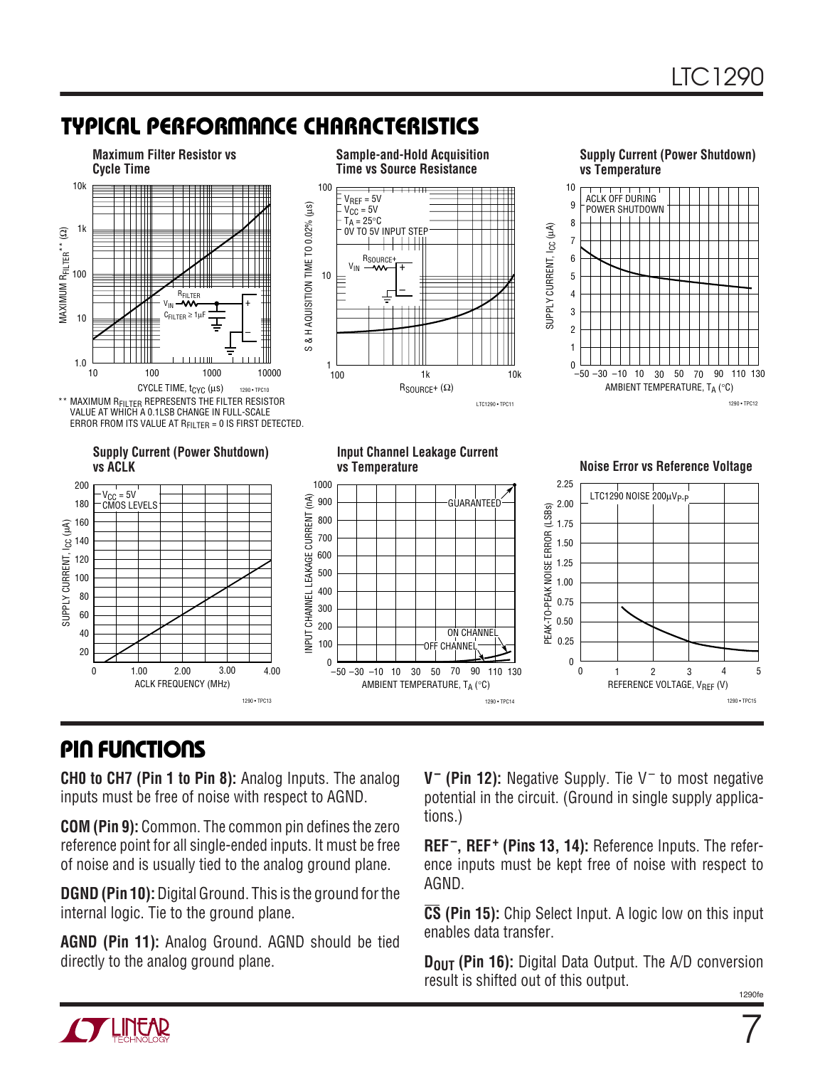## TYPICAL PERFORMANCE CHARACTERISTICS

**Maximum Filter Resistor vs Cycle Time**

** MAXIMUM $R_{FILTER}$ REPRESENTS THE FILTER RESISTOR VALUE AT WHICH A 0.1LSB CHANGE IN FULL-SCALE ERROR FROM ITS VALUE AT $R_{FILTER}$ = 0 IS FIRST DETECTED.

**Sample-and-Hold Acquisition Time vs Source Resistance**

**Supply Current (Power Shutdown) vs Temperature**

**Supply Current (Power Shutdown) vs ACLK**

**Input Channel Leakage Current vs Temperature**

**Noise Error vs Reference Voltage**

## PIN FUNCTIONS

**CH0 to CH7 (Pin 1 to Pin 8):** Analog Inputs. The analog inputs must be free of noise with respect to AGND.

**COM (Pin 9):** Common. The common pin defines the zero reference point for all single-ended inputs. It must be free of noise and is usually tied to the analog ground plane.

**DGND (Pin 10):** Digital Ground. This is the ground for the internal logic. Tie to the ground plane.

**AGND (Pin 11):** Analog Ground. AGND should be tied directly to the analog ground plane.

**$V^-$ (Pin 12):** Negative Supply. Tie $V^-$ to most negative potential in the circuit. (Ground in single supply applications.)

**$REF^-$, $REF^+$ (Pins 13, 14):** Reference Inputs. The reference inputs must be kept free of noise with respect to AGND.

**$\overline{CS}$ (Pin 15):** Chip Select Input. A logic low on this input enables data transfer.

**$D_{OUT}$ (Pin 16):** Digital Data Output. The A/D conversion result is shifted out of this output.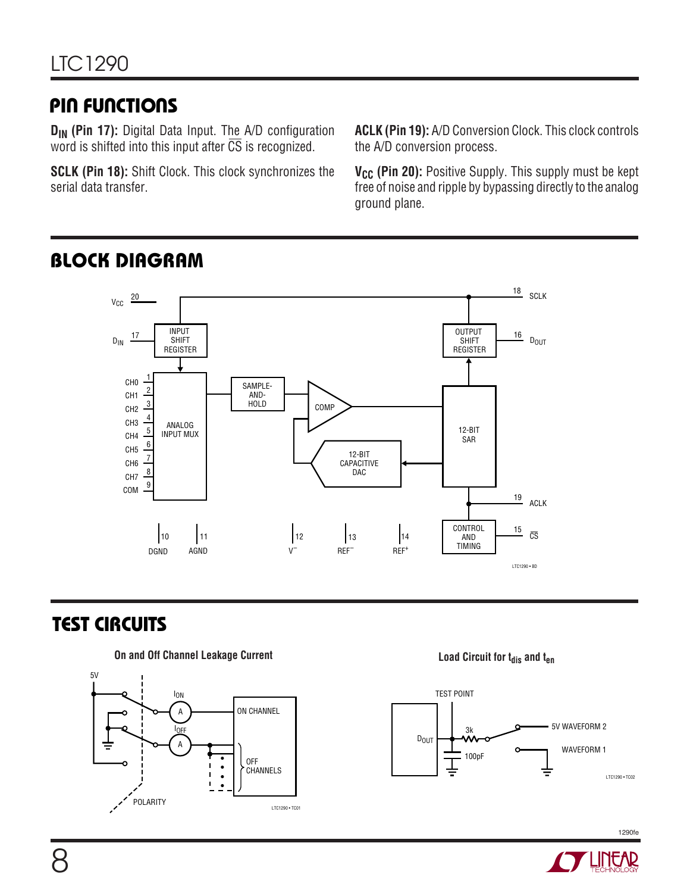## PIN FUNCTIONS

**$D_{IN}$ (Pin 17):** Digital Data Input. The A/D configuration word is shifted into this input after $\overline{CS}$ is recognized.

**SCLK (Pin 18):** Shift Clock. This clock synchronizes the serial data transfer.

**ACLK (Pin 19):** A/D Conversion Clock. This clock controls the A/D conversion process.

**$V_{CC}$ (Pin 20):** Positive Supply. This supply must be kept free of noise and ripple by bypassing directly to the analog ground plane.

## BLOCK DIAGRAM

## TEST CIRCUITS

**On and Off Channel Leakage Current**

**Load Circuit for $t_{dis}$ and $t_{en}$**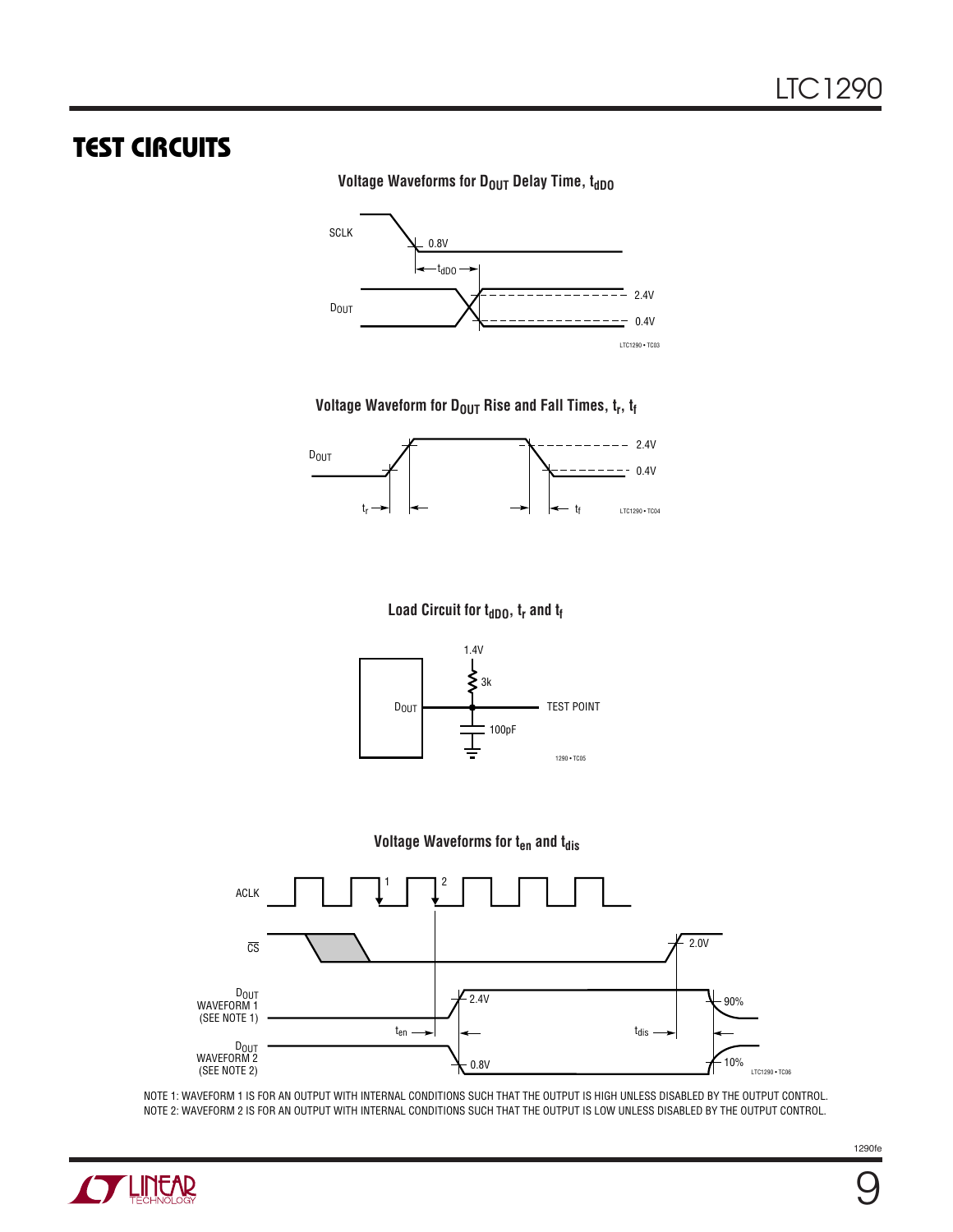## TEST CIRCUITS

**Voltage Waveforms for $D_{OUT}$ Delay Time, $t_{dDO}$**

SCLK

0.8V

$t_{dDO}$

$D_{OUT}$

2.4V

0.4V

LTC1290 • TC03

**Voltage Waveform for $D_{OUT}$ Rise and Fall Times, $t_r$, $t_f$**

$D_{OUT}$

2.4V

0.4V

$t_r$

$t_f$

LTC1290 • TC04

**Load Circuit for $t_{dDO}$, $t_r$ and $t_f$**

1.4V

3k

$D_{OUT}$

TEST POINT

100pF

1290 • TC05

**Voltage Waveforms for $t_{en}$ and $t_{dis}$**

ACLK

1

2

$\overline{CS}$

2.0V

$D_{OUT}$ WAVEFORM 1 (SEE NOTE 1)

2.4V

90%

$t_{en}$

$t_{dis}$

$D_{OUT}$ WAVEFORM 2 (SEE NOTE 2)

0.8V

10%

LTC1290 • TC06

NOTE 1: WAVEFORM 1 IS FOR AN OUTPUT WITH INTERNAL CONDITIONS SUCH THAT THE OUTPUT IS HIGH UNLESS DISABLED BY THE OUTPUT CONTROL.
NOTE 2: WAVEFORM 2 IS FOR AN OUTPUT WITH INTERNAL CONDITIONS SUCH THAT THE OUTPUT IS LOW UNLESS DISABLED BY THE OUTPUT CONTROL.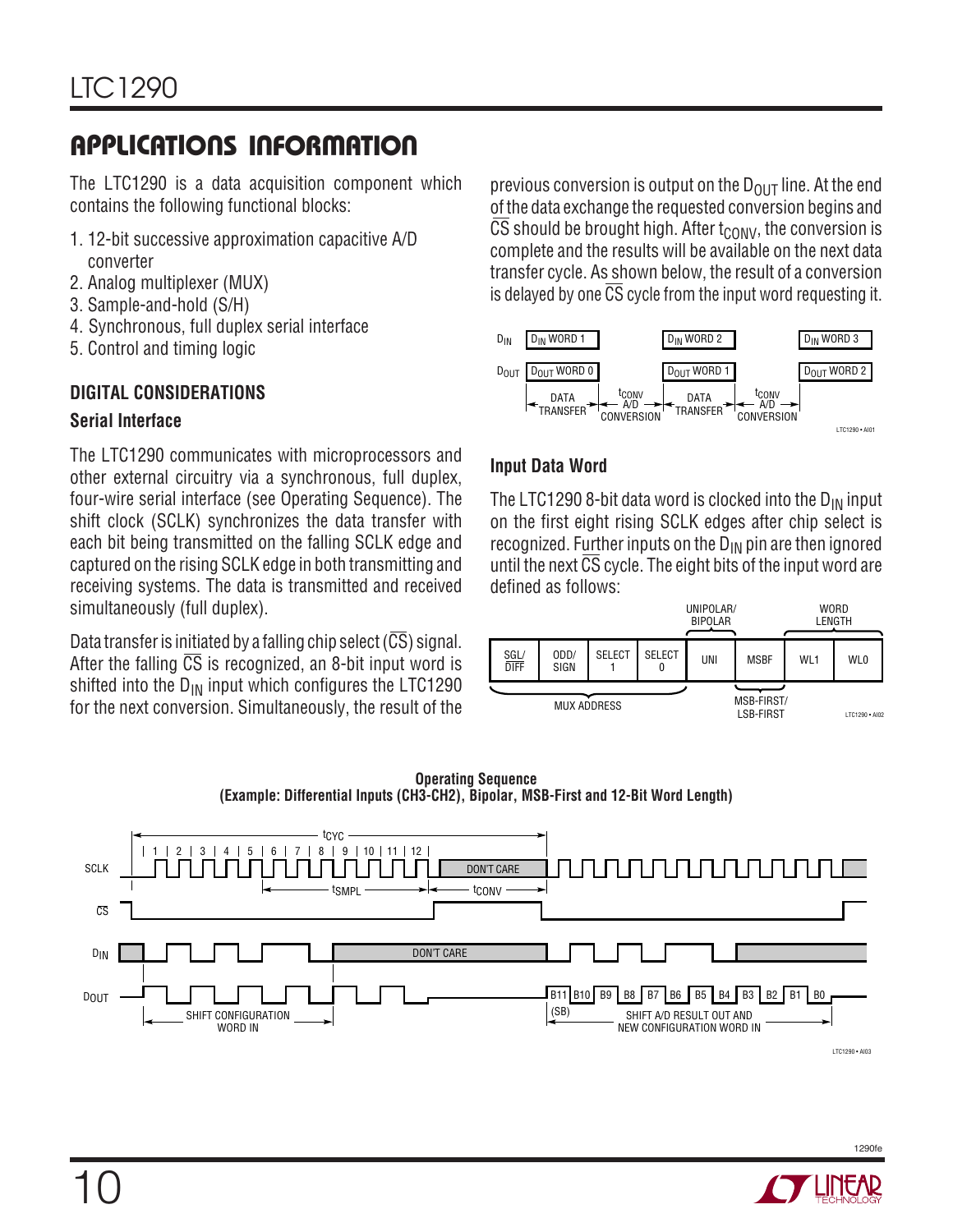## APPLICATIONS INFORMATION

The LTC1290 is a data acquisition component which contains the following functional blocks:

1. 12-bit successive approximation capacitive A/D converter
2. Analog multiplexer (MUX)
3. Sample-and-hold (S/H)
4. Synchronous, full duplex serial interface
5. Control and timing logic

### DIGITAL CONSIDERATIONS

#### Serial Interface

The LTC1290 communicates with microprocessors and other external circuitry via a synchronous, full duplex, four-wire serial interface (see Operating Sequence). The shift clock (SCLK) synchronizes the data transfer with each bit being transmitted on the falling SCLK edge and captured on the rising SCLK edge in both transmitting and receiving systems. The data is transmitted and received simultaneously (full duplex).

Data transfer is initiated by a falling chip select ($\overline{CS}$) signal. After the falling $\overline{CS}$ is recognized, an 8-bit input word is shifted into the $D_{IN}$ input which configures the LTC1290 for the next conversion. Simultaneously, the result of the previous conversion is output on the $D_{OUT}$ line. At the end of the data exchange the requested conversion begins and $\overline{CS}$ should be brought high. After $t_{CONV}$, the conversion is complete and the results will be available on the next data transfer cycle. As shown below, the result of a conversion is delayed by one $\overline{CS}$ cycle from the input word requesting it.

| | | | | | |
|---|---|---|---|---|---|
| $D_{IN}$ | $D_{IN}$ WORD 1 | | $D_{IN}$ WORD 2 | | $D_{IN}$ WORD 3 |
| $D_{OUT}$ | $D_{OUT}$ WORD 0 | | $D_{OUT}$ WORD 1 | | $D_{OUT}$ WORD 2 |
| | DATA TRANSFER | $t_{CONV}$ A/D CONVERSION | DATA TRANSFER | $t_{CONV}$ A/D CONVERSION | |

#### Input Data Word

The LTC1290 8-bit data word is clocked into the $D_{IN}$ input on the first eight rising SCLK edges after chip select is recognized. Further inputs on the $D_{IN}$ pin are then ignored until the next $\overline{CS}$ cycle. The eight bits of the input word are defined as follows:

| SGL/$\overline{DIFF}$ | ODD/SIGN | SELECT 1 | SELECT 0 | UNI | MSBF | WL1 | WL0 |
|---|---|---|---|---|---|---|---|
| MUX ADDRESS | | | | UNIPOLAR/BIPOLAR | MSB-FIRST/LSB-FIRST | WORD LENGTH | |

**Operating Sequence**
**(Example: Differential Inputs (CH3-CH2), Bipolar, MSB-First and 12-Bit Word Length)**

SCLK: clocks 1–12, DON'T CARE; $t_{CYC}$, $t_{SMPL}$, $t_{CONV}$
$\overline{CS}$
$D_{IN}$: DON'T CARE
$D_{OUT}$: SHIFT CONFIGURATION WORD IN; B11 (SB), B10, B9, B8, B7, B6, B5, B4, B3, B2, B1, B0 — SHIFT A/D RESULT OUT AND NEW CONFIGURATION WORD IN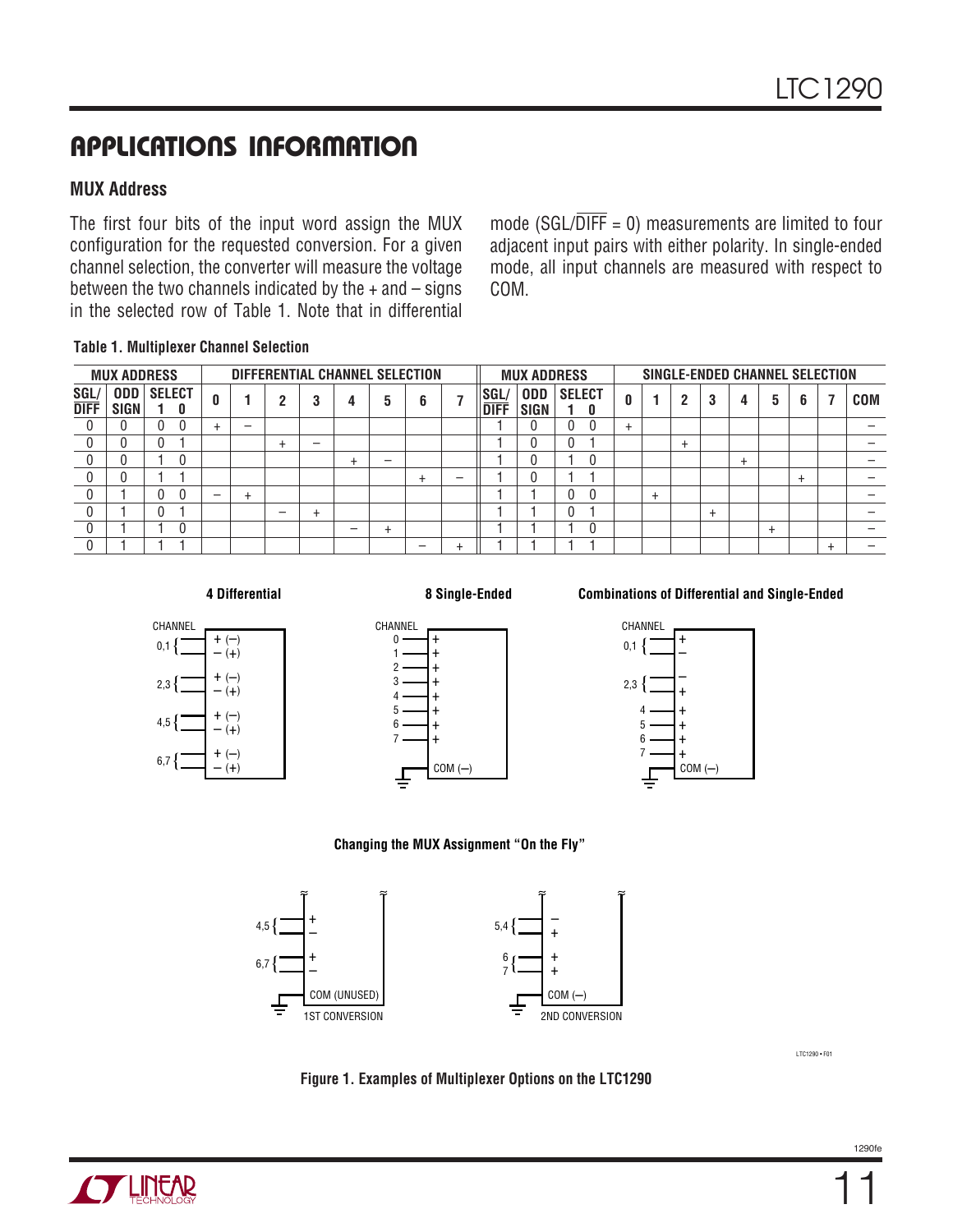## APPLICATIONS INFORMATION

### MUX Address

The first four bits of the input word assign the MUX configuration for the requested conversion. For a given channel selection, the converter will measure the voltage between the two channels indicated by the + and – signs in the selected row of Table 1. Note that in differential mode (SGL/$\overline{\text{DIFF}}$ = 0) measurements are limited to four adjacent input pairs with either polarity. In single-ended mode, all input channels are measured with respect to COM.

**Table 1. Multiplexer Channel Selection**

| MUX ADDRESS | | | | DIFFERENTIAL CHANNEL SELECTION | | | | | | | | MUX ADDRESS | | | | SINGLE-ENDED CHANNEL SELECTION | | | | | | | | |
|---|---|---|---|---|---|---|---|---|---|---|---|---|---|---|---|---|---|---|---|---|---|---|---|---|
| SGL/$\overline{\text{DIFF}}$ | ODD SIGN | SELECT 1 | SELECT 0 | 0 | 1 | 2 | 3 | 4 | 5 | 6 | 7 | SGL/$\overline{\text{DIFF}}$ | ODD SIGN | SELECT 1 | SELECT 0 | 0 | 1 | 2 | 3 | 4 | 5 | 6 | 7 | COM |
| 0 | 0 | 0 | 0 | + | – | | | | | | | 1 | 0 | 0 | 0 | + | | | | | | | | – |
| 0 | 0 | 0 | 1 | | | + | – | | | | | 1 | 0 | 0 | 1 | | | + | | | | | | – |
| 0 | 0 | 1 | 0 | | | | | + | – | | | 1 | 0 | 1 | 0 | | | | | + | | | | – |
| 0 | 0 | 1 | 1 | | | | | | | + | – | 1 | 0 | 1 | 1 | | | | | | | + | | – |
| 0 | 1 | 0 | 0 | – | + | | | | | | | 1 | 1 | 0 | 0 | | + | | | | | | | – |
| 0 | 1 | 0 | 1 | | | – | + | | | | | 1 | 1 | 0 | 1 | | | | + | | | | | – |
| 0 | 1 | 1 | 0 | | | | | – | + | | | 1 | 1 | 1 | 0 | | | | | | + | | | – |
| 0 | 1 | 1 | 1 | | | | | | | – | + | 1 | 1 | 1 | 1 | | | | | | | | + | – |

**4 Differential**

**8 Single-Ended**

**Combinations of Differential and Single-Ended**

**Changing the MUX Assignment "On the Fly"**

**Figure 1. Examples of Multiplexer Options on the LTC1290**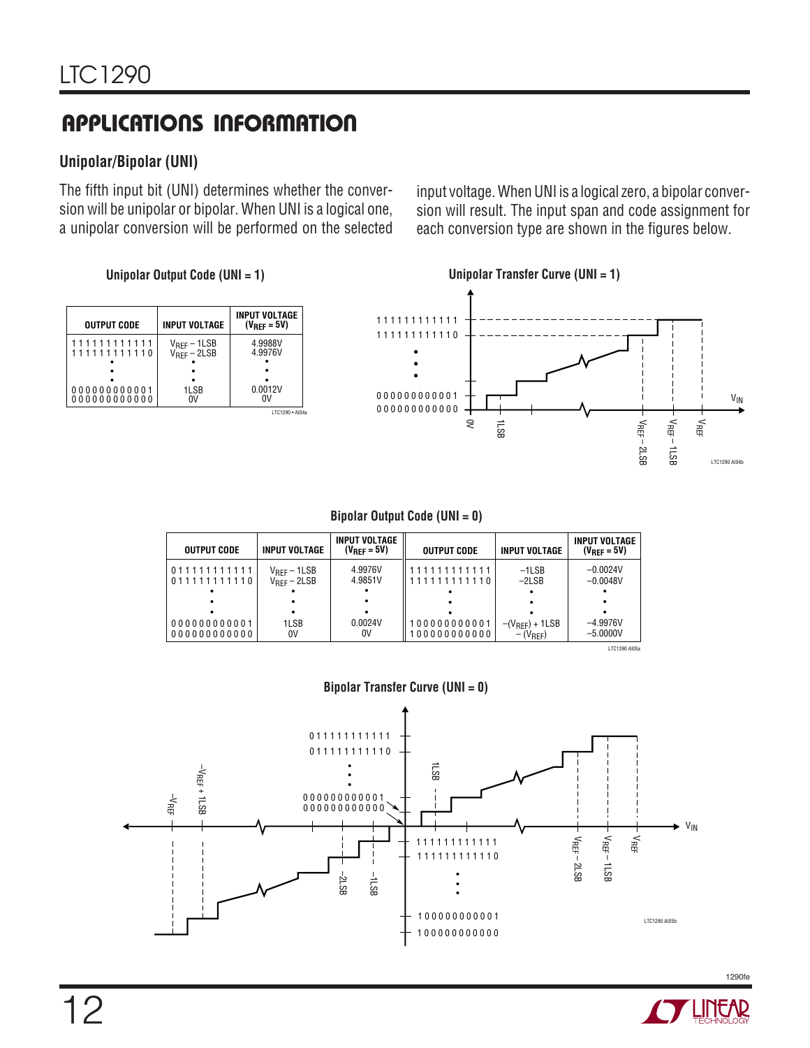## APPLICATIONS INFORMATION

### Unipolar/Bipolar (UNI)

The fifth input bit (UNI) determines whether the conversion will be unipolar or bipolar. When UNI is a logical one, a unipolar conversion will be performed on the selected input voltage. When UNI is a logical zero, a bipolar conversion will result. The input span and code assignment for each conversion type are shown in the figures below.

**Unipolar Output Code (UNI = 1)**

| OUTPUT CODE | INPUT VOLTAGE | INPUT VOLTAGE ($V_{REF}$ = 5V) |
|---|---|---|
| 111111111111 | $V_{REF}$ – 1LSB | 4.9988V |
| 111111111110 | $V_{REF}$ – 2LSB | 4.9976V |
| • | • | • |
| • | • | • |
| • | • | • |
| 000000000001 | 1LSB | 0.0012V |
| 000000000000 | 0V | 0V |

**Unipolar Transfer Curve (UNI = 1)**

**Bipolar Output Code (UNI = 0)**

| OUTPUT CODE | INPUT VOLTAGE | INPUT VOLTAGE ($V_{REF}$ = 5V) | OUTPUT CODE | INPUT VOLTAGE | INPUT VOLTAGE ($V_{REF}$ = 5V) |
|---|---|---|---|---|---|
| 011111111111 | $V_{REF}$ – 1LSB | 4.9976V | 111111111111 | –1LSB | –0.0024V |
| 011111111110 | $V_{REF}$ – 2LSB | 4.9851V | 111111111110 | –2LSB | –0.0048V |
| • | • | • | • | • | • |
| • | • | • | • | • | • |
| • | • | • | • | • | • |
| 000000000001 | 1LSB | 0.0024V | 100000000001 | –($V_{REF}$) + 1LSB | –4.9976V |
| 000000000000 | 0V | 0V | 100000000000 | – ($V_{REF}$) | –5.0000V |

**Bipolar Transfer Curve (UNI = 0)**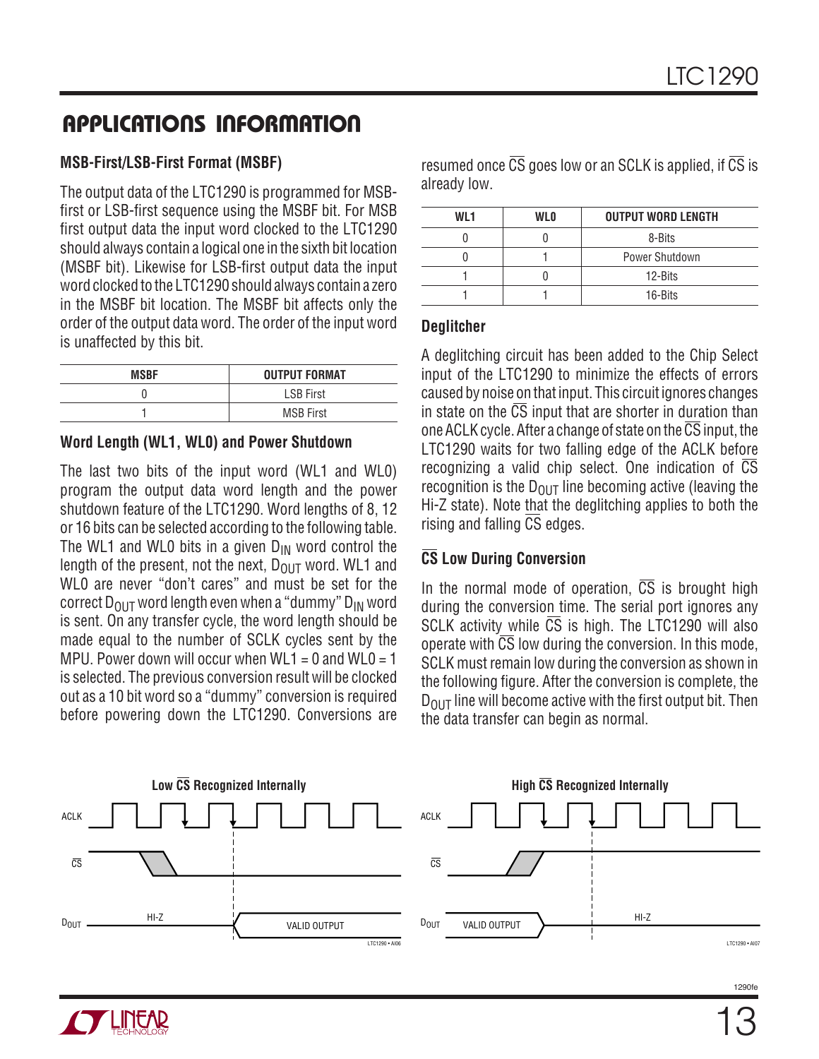## APPLICATIONS INFORMATION

### MSB-First/LSB-First Format (MSBF)

The output data of the LTC1290 is programmed for MSB-first or LSB-first sequence using the MSBF bit. For MSB first output data the input word clocked to the LTC1290 should always contain a logical one in the sixth bit location (MSBF bit). Likewise for LSB-first output data the input word clocked to the LTC1290 should always contain a zero in the MSBF bit location. The MSBF bit affects only the order of the output data word. The order of the input word is unaffected by this bit.

| MSBF | OUTPUT FORMAT |
|---|---|
| 0 | LSB First |
| 1 | MSB First |

### Word Length (WL1, WL0) and Power Shutdown

The last two bits of the input word (WL1 and WL0) program the output data word length and the power shutdown feature of the LTC1290. Word lengths of 8, 12 or 16 bits can be selected according to the following table. The WL1 and WL0 bits in a given $D_{IN}$ word control the length of the present, not the next, $D_{OUT}$ word. WL1 and WL0 are never "don't cares" and must be set for the correct $D_{OUT}$ word length even when a "dummy" $D_{IN}$ word is sent. On any transfer cycle, the word length should be made equal to the number of SCLK cycles sent by the MPU. Power down will occur when WL1 = 0 and WL0 = 1 is selected. The previous conversion result will be clocked out as a 10 bit word so a "dummy" conversion is required before powering down the LTC1290. Conversions are resumed once $\overline{CS}$ goes low or an SCLK is applied, if $\overline{CS}$ is already low.

| WL1 | WL0 | OUTPUT WORD LENGTH |
|---|---|---|
| 0 | 0 | 8-Bits |
| 0 | 1 | Power Shutdown |
| 1 | 0 | 12-Bits |
| 1 | 1 | 16-Bits |

### Deglitcher

A deglitching circuit has been added to the Chip Select input of the LTC1290 to minimize the effects of errors caused by noise on that input. This circuit ignores changes in state on the $\overline{CS}$ input that are shorter in duration than one ACLK cycle. After a change of state on the $\overline{CS}$ input, the LTC1290 waits for two falling edge of the ACLK before recognizing a valid chip select. One indication of $\overline{CS}$ recognition is the $D_{OUT}$ line becoming active (leaving the Hi-Z state). Note that the deglitching applies to both the rising and falling $\overline{CS}$ edges.

### $\overline{CS}$ Low During Conversion

In the normal mode of operation, $\overline{CS}$ is brought high during the conversion time. The serial port ignores any SCLK activity while $\overline{CS}$ is high. The LTC1290 will also operate with $\overline{CS}$ low during the conversion. In this mode, SCLK must remain low during the conversion as shown in the following figure. After the conversion is complete, the $D_{OUT}$ line will become active with the first output bit. Then the data transfer can begin as normal.

**Low $\overline{CS}$ Recognized Internally**

**High $\overline{CS}$ Recognized Internally**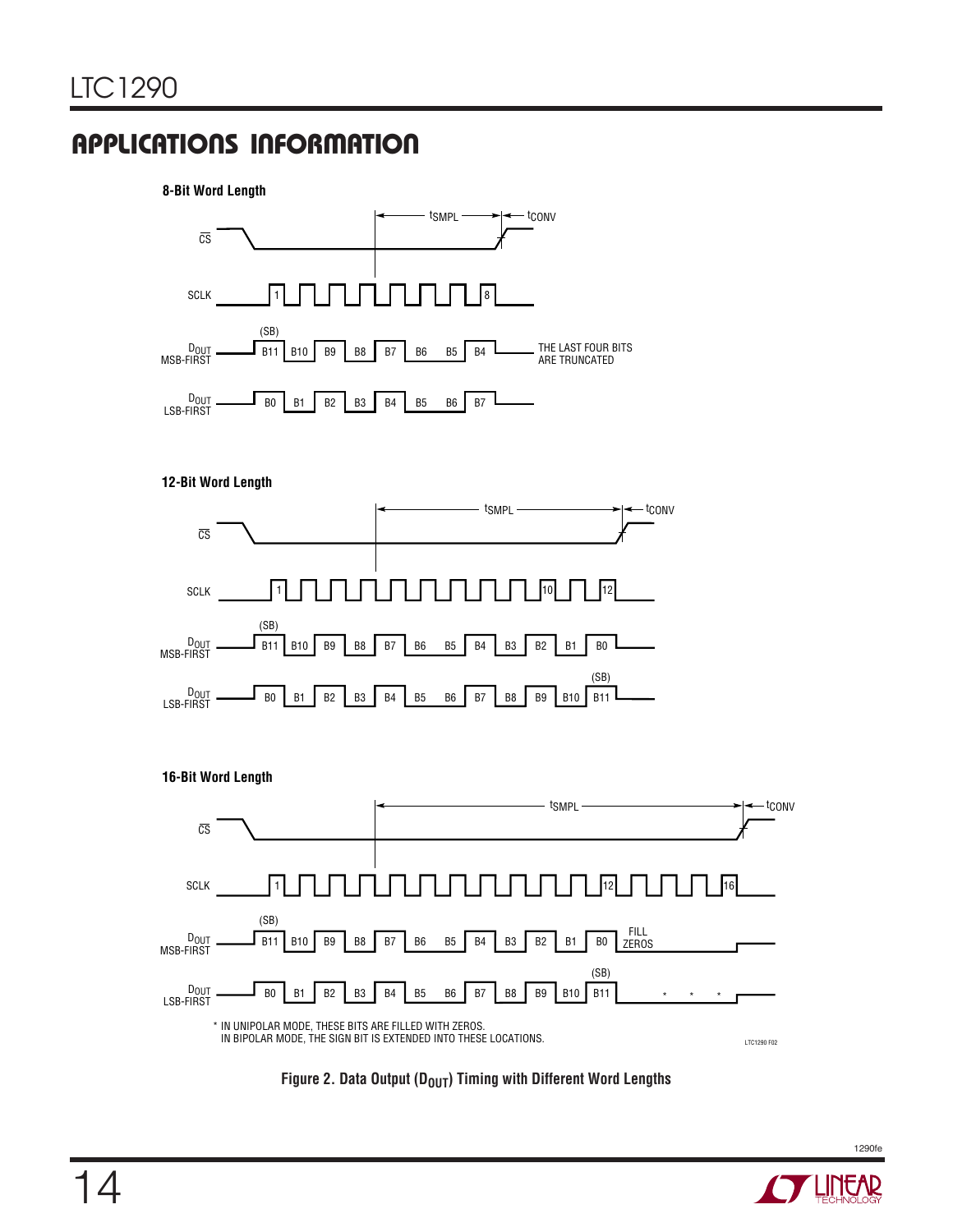## APPLICATIONS INFORMATION

**8-Bit Word Length**

CS

SCLK

$D_{OUT}$ MSB-FIRST

(SB) B11 B10 B9 B8 B7 B6 B5 B4

THE LAST FOUR BITS ARE TRUNCATED

$D_{OUT}$ LSB-FIRST

B0 B1 B2 B3 B4 B5 B6 B7

$t_{SMPL}$ $t_{CONV}$

**12-Bit Word Length**

CS

SCLK

$D_{OUT}$ MSB-FIRST

(SB) B11 B10 B9 B8 B7 B6 B5 B4 B3 B2 B1 B0

$D_{OUT}$ LSB-FIRST

B0 B1 B2 B3 B4 B5 B6 B7 B8 B9 B10 B11 (SB)

$t_{SMPL}$ $t_{CONV}$

**16-Bit Word Length**

CS

SCLK

$D_{OUT}$ MSB-FIRST

(SB) B11 B10 B9 B8 B7 B6 B5 B4 B3 B2 B1 B0 FILL ZEROS

$D_{OUT}$ LSB-FIRST

B0 B1 B2 B3 B4 B5 B6 B7 B8 B9 B10 B11 (SB) * * *

$t_{SMPL}$ $t_{CONV}$

\* IN UNIPOLAR MODE, THESE BITS ARE FILLED WITH ZEROS.
IN BIPOLAR MODE, THE SIGN BIT IS EXTENDED INTO THESE LOCATIONS.

LTC1290 F02

**Figure 2. Data Output ($D_{OUT}$) Timing with Different Word Lengths**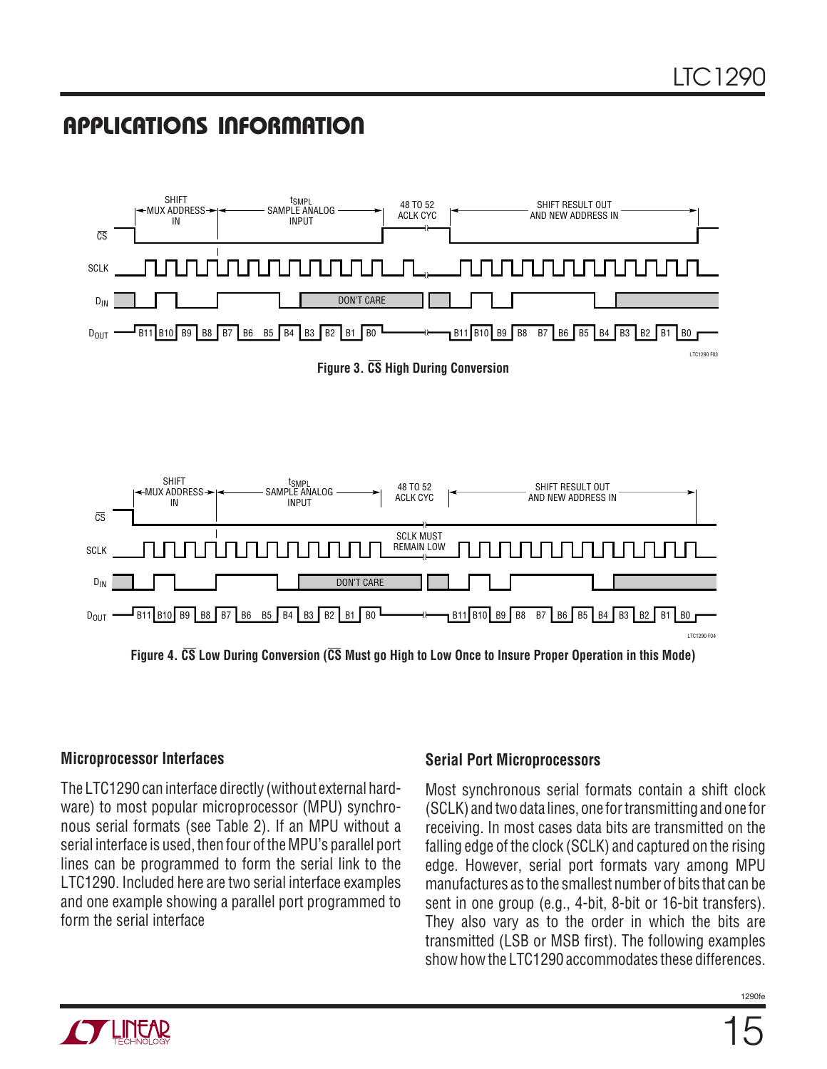## APPLICATIONS INFORMATION

Figure 3. $\overline{CS}$ High During Conversion

Figure 4. $\overline{CS}$ Low During Conversion ($\overline{CS}$ Must go High to Low Once to Insure Proper Operation in this Mode)

### Microprocessor Interfaces

The LTC1290 can interface directly (without external hardware) to most popular microprocessor (MPU) synchronous serial formats (see Table 2). If an MPU without a serial interface is used, then four of the MPU's parallel port lines can be programmed to form the serial link to the LTC1290. Included here are two serial interface examples and one example showing a parallel port programmed to form the serial interface

### Serial Port Microprocessors

Most synchronous serial formats contain a shift clock (SCLK) and two data lines, one for transmitting and one for receiving. In most cases data bits are transmitted on the falling edge of the clock (SCLK) and captured on the rising edge. However, serial port formats vary among MPU manufacturers as to the smallest number of bits that can be sent in one group (e.g., 4-bit, 8-bit or 16-bit transfers). They also vary as to the order in which the bits are transmitted (LSB or MSB first). The following examples show how the LTC1290 accommodates these differences.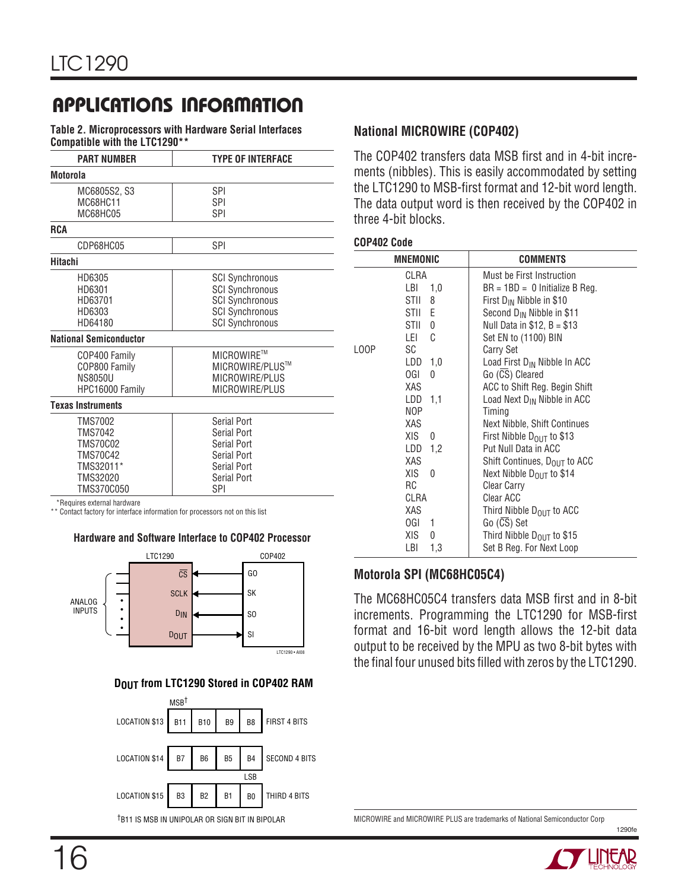## APPLICATIONS INFORMATION

**Table 2. Microprocessors with Hardware Serial Interfaces Compatible with the LTC1290****

| PART NUMBER | TYPE OF INTERFACE |
|---|---|
| **Motorola** | |
| MC6805S2, S3 | SPI |
| MC68HC11 | SPI |
| MC68HC05 | SPI |
| **RCA** | |
| CDP68HC05 | SPI |
| **Hitachi** | |
| HD6305 | SCI Synchronous |
| HD6301 | SCI Synchronous |
| HD63701 | SCI Synchronous |
| HD6303 | SCI Synchronous |
| HD64180 | SCI Synchronous |
| **National Semiconductor** | |
| COP400 Family | MICROWIRE™ |
| COP800 Family | MICROWIRE/PLUS™ |
| NS8050U | MICROWIRE/PLUS |
| HPC16000 Family | MICROWIRE/PLUS |
| **Texas Instruments** | |
| TMS7002 | Serial Port |
| TMS7042 | Serial Port |
| TMS70C02 | Serial Port |
| TMS70C42 | Serial Port |
| TMS32011* | Serial Port |
| TMS32020 | Serial Port |
| TMS370C050 | SPI |

*Requires external hardware
** Contact factory for interface information for processors not on this list

**Hardware and Software Interface to COP402 Processor**

| LTC1290 | | COP402 |
|---|---|---|
| $\overline{CS}$ | ← | GO |
| SCLK | ← | SK |
| $D_{IN}$ | ← | SO |
| $D_{OUT}$ | → | SI |

ANALOG INPUTS (to LTC1290)

LTC1290 • AI08

**$D_{OUT}$ from LTC1290 Stored in COP402 RAM**

| | MSB† | | | | |
|---|---|---|---|---|---|
| LOCATION $13 | B11 | B10 | B9 | B8 | FIRST 4 BITS |
| LOCATION $14 | B7 | B6 | B5 | B4 (LSB) | SECOND 4 BITS |
| LOCATION $15 | B3 | B2 | B1 | B0 | THIRD 4 BITS |

†B11 IS MSB IN UNIPOLAR OR SIGN BIT IN BIPOLAR

### National MICROWIRE (COP402)

The COP402 transfers data MSB first and in 4-bit increments (nibbles). This is easily accommodated by setting the LTC1290 to MSB-first format and 12-bit word length. The data output word is then received by the COP402 in three 4-bit blocks.

**COP402 Code**

| | MNEMONIC | COMMENTS |
|---|---|---|
| | CLRA | Must be First Instruction |
| | LBI 1,0 | BR = 1BD = 0 Initialize B Reg. |
| | STII 8 | First $D_{IN}$ Nibble in $10 |
| | STII E | Second $D_{IN}$ Nibble in $11 |
| | STII 0 | Null Data in $12, B = $13 |
| | LEI C | Set EN to (1100) BIN |
| LOOP | SC | Carry Set |
| | LDD 1,0 | Load First $D_{IN}$ Nibble In ACC |
| | OGI 0 | Go ($\overline{CS}$) Cleared |
| | XAS | ACC to Shift Reg. Begin Shift |
| | LDD 1,1 | Load Next $D_{IN}$ Nibble in ACC |
| | NOP | Timing |
| | XAS | Next Nibble, Shift Continues |
| | XIS 0 | First Nibble $D_{OUT}$ to $13 |
| | LDD 1,2 | Put Null Data in ACC |
| | XAS | Shift Continues, $D_{OUT}$ to ACC |
| | XIS 0 | Next Nibble $D_{OUT}$ to $14 |
| | RC | Clear Carry |
| | CLRA | Clear ACC |
| | XAS | Third Nibble $D_{OUT}$ to ACC |
| | OGI 1 | Go ($\overline{CS}$) Set |
| | XIS 0 | Third Nibble $D_{OUT}$ to $15 |
| | LBI 1,3 | Set B Reg. For Next Loop |

### Motorola SPI (MC68HC05C4)

The MC68HC05C4 transfers data MSB first and in 8-bit increments. Programming the LTC1290 for MSB-first format and 16-bit word length allows the 12-bit data output to be received by the MPU as two 8-bit bytes with the final four unused bits filled with zeros by the LTC1290.

MICROWIRE and MICROWIRE PLUS are trademarks of National Semiconductor Corp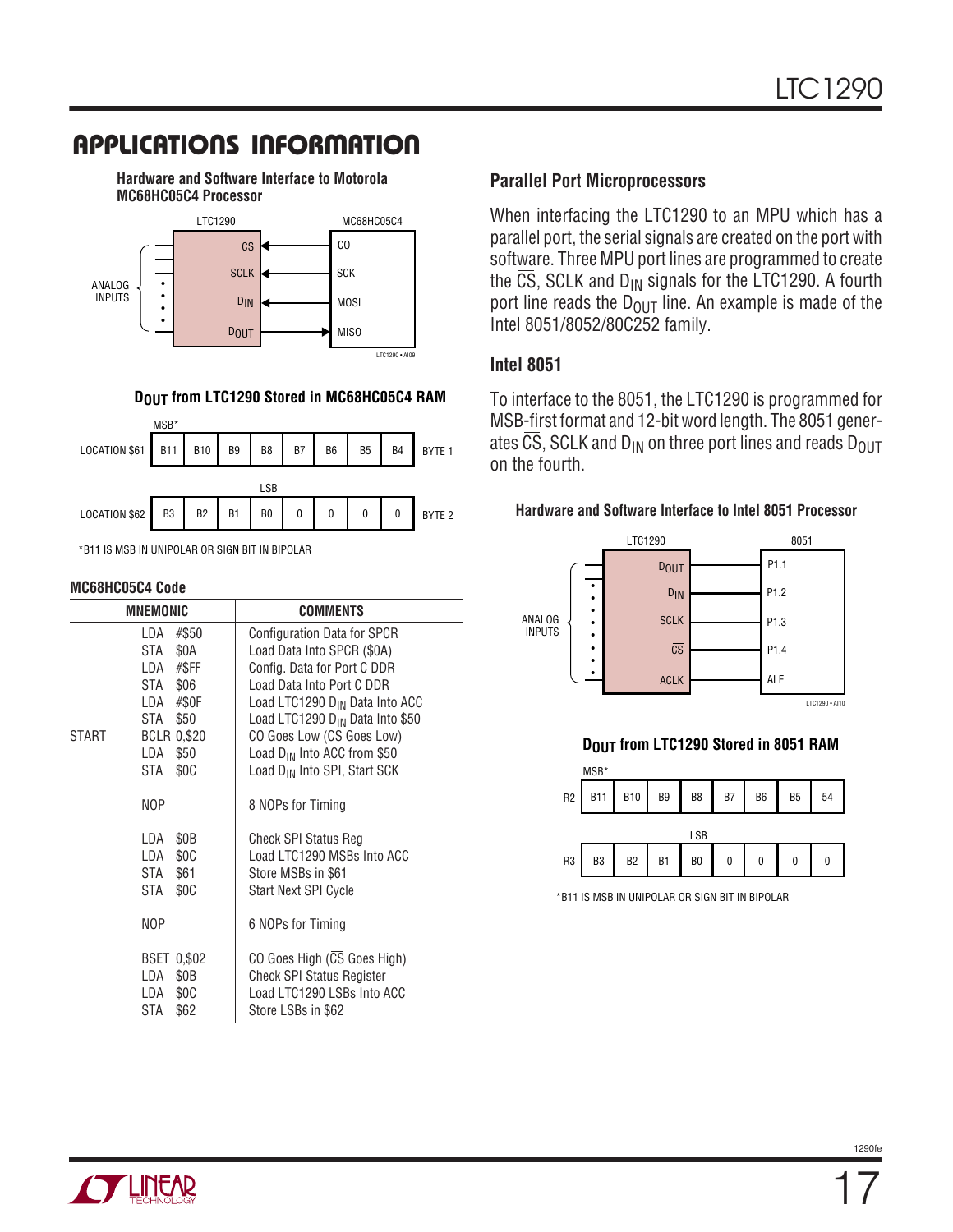## APPLICATIONS INFORMATION

**Hardware and Software Interface to Motorola MC68HC05C4 Processor**

**$D_{OUT}$ from LTC1290 Stored in MC68HC05C4 RAM**

| | MSB* | | | | | | | | |
|---|---|---|---|---|---|---|---|---|---|
| LOCATION $61 | B11 | B10 | B9 | B8 | B7 | B6 | B5 | B4 | BYTE 1 |

| | | | | LSB | | | | | |
|---|---|---|---|---|---|---|---|---|---|
| LOCATION $62 | B3 | B2 | B1 | B0 | 0 | 0 | 0 | 0 | BYTE 2 |

*B11 IS MSB IN UNIPOLAR OR SIGN BIT IN BIPOLAR

**MC68HC05C4 Code**

| | MNEMONIC | COMMENTS |
|---|---|---|
| | LDA #$50 | Configuration Data for SPCR |
| | STA $0A | Load Data Into SPCR ($0A) |
| | LDA #$FF | Config. Data for Port C DDR |
| | STA $06 | Load Data Into Port C DDR |
| | LDA #$0F | Load LTC1290 $D_{IN}$ Data Into ACC |
| | STA $50 | Load LTC1290 $D_{IN}$ Data Into $50 |
| START | BCLR 0,$20 | C0 Goes Low (CS Goes Low) |
| | LDA $50 | Load $D_{IN}$ Into ACC from $50 |
| | STA $0C | Load $D_{IN}$ Into SPI, Start SCK |
| | NOP | 8 NOPs for Timing |
| | LDA $0B | Check SPI Status Reg |
| | LDA $0C | Load LTC1290 MSBs Into ACC |
| | STA $61 | Store MSBs in $61 |
| | STA $0C | Start Next SPI Cycle |
| | NOP | 6 NOPs for Timing |
| | BSET 0,$02 | C0 Goes High (CS Goes High) |
| | LDA $0B | Check SPI Status Register |
| | LDA $0C | Load LTC1290 LSBs Into ACC |
| | STA $62 | Store LSBs in $62 |

### Parallel Port Microprocessors

When interfacing the LTC1290 to an MPU which has a parallel port, the serial signals are created on the port with software. Three MPU port lines are programmed to create the CS, SCLK and $D_{IN}$ signals for the LTC1290. A fourth port line reads the $D_{OUT}$ line. An example is made of the Intel 8051/8052/80C252 family.

### Intel 8051

To interface to the 8051, the LTC1290 is programmed for MSB-first format and 12-bit word length. The 8051 generates CS, SCLK and $D_{IN}$ on three port lines and reads $D_{OUT}$ on the fourth.

**Hardware and Software Interface to Intel 8051 Processor**

**$D_{OUT}$ from LTC1290 Stored in 8051 RAM**

| | MSB* | | | | | | | |
|---|---|---|---|---|---|---|---|---|
| R2 | B11 | B10 | B9 | B8 | B7 | B6 | B5 | 54 |

| | | | | LSB | | | | |
|---|---|---|---|---|---|---|---|---|
| R3 | B3 | B2 | B1 | B0 | 0 | 0 | 0 | 0 |

*B11 IS MSB IN UNIPOLAR OR SIGN BIT IN BIPOLAR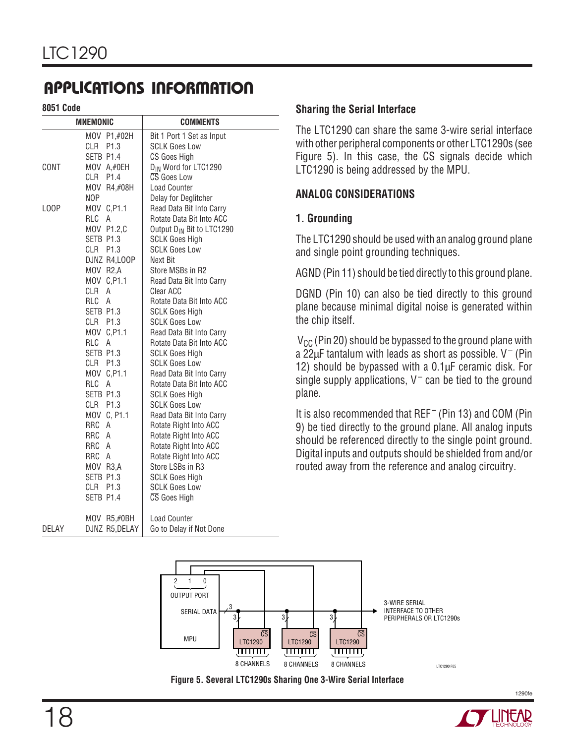## APPLICATIONS INFORMATION

**8051 Code**

| | MNEMONIC | COMMENTS |
|---|---|---|
| | MOV P1,#02H | Bit 1 Port 1 Set as Input |
| | CLR P1.3 | SCLK Goes Low |
| | SETB P1.4 | $\overline{CS}$ Goes High |
| CONT | MOV A,#0EH | $D_{IN}$ Word for LTC1290 |
| | CLR P1.4 | $\overline{CS}$ Goes Low |
| | MOV R4,#08H | Load Counter |
| | NOP | Delay for Deglitcher |
| LOOP | MOV C,P1.1 | Read Data Bit Into Carry |
| | RLC A | Rotate Data Bit Into ACC |
| | MOV P1.2,C | Output $D_{IN}$ Bit to LTC1290 |
| | SETB P1.3 | SCLK Goes High |
| | CLR P1.3 | SCLK Goes Low |
| | DJNZ R4,LOOP | Next Bit |
| | MOV R2,A | Store MSBs in R2 |
| | MOV C,P1.1 | Read Data Bit Into Carry |
| | CLR A | Clear ACC |
| | RLC A | Rotate Data Bit Into ACC |
| | SETB P1.3 | SCLK Goes High |
| | CLR P1.3 | SCLK Goes Low |
| | MOV C,P1.1 | Read Data Bit Into Carry |
| | RLC A | Rotate Data Bit Into ACC |
| | SETB P1.3 | SCLK Goes High |
| | CLR P1.3 | SCLK Goes Low |
| | MOV C,P1.1 | Read Data Bit Into Carry |
| | RLC A | Rotate Data Bit Into ACC |
| | SETB P1.3 | SCLK Goes High |
| | CLR P1.3 | SCLK Goes Low |
| | MOV C, P1.1 | Read Data Bit Into Carry |
| | RRC A | Rotate Right Into ACC |
| | RRC A | Rotate Right Into ACC |
| | RRC A | Rotate Right Into ACC |
| | RRC A | Rotate Right Into ACC |
| | MOV R3,A | Store LSBs in R3 |
| | SETB P1.3 | SCLK Goes High |
| | CLR P1.3 | SCLK Goes Low |
| | SETB P1.4 | $\overline{CS}$ Goes High |
| | MOV R5,#0BH | Load Counter |
| DELAY | DJNZ R5,DELAY | Go to Delay if Not Done |

### Sharing the Serial Interface

The LTC1290 can share the same 3-wire serial interface with other peripheral components or other LTC1290s (see Figure 5). In this case, the $\overline{CS}$ signals decide which LTC1290 is being addressed by the MPU.

### ANALOG CONSIDERATIONS

### 1. Grounding

The LTC1290 should be used with an analog ground plane and single point grounding techniques.

AGND (Pin 11) should be tied directly to this ground plane.

DGND (Pin 10) can also be tied directly to this ground plane because minimal digital noise is generated within the chip itself.

$V_{CC}$ (Pin 20) should be bypassed to the ground plane with a 22µF tantalum with leads as short as possible. $V^-$ (Pin 12) should be bypassed with a 0.1µF ceramic disk. For single supply applications, $V^-$ can be tied to the ground plane.

It is also recommended that $REF^-$ (Pin 13) and COM (Pin 9) be tied directly to the ground plane. All analog inputs should be referenced directly to the single point ground. Digital inputs and outputs should be shielded from and/or routed away from the reference and analog circuitry.

**Figure 5. Several LTC1290s Sharing One 3-Wire Serial Interface**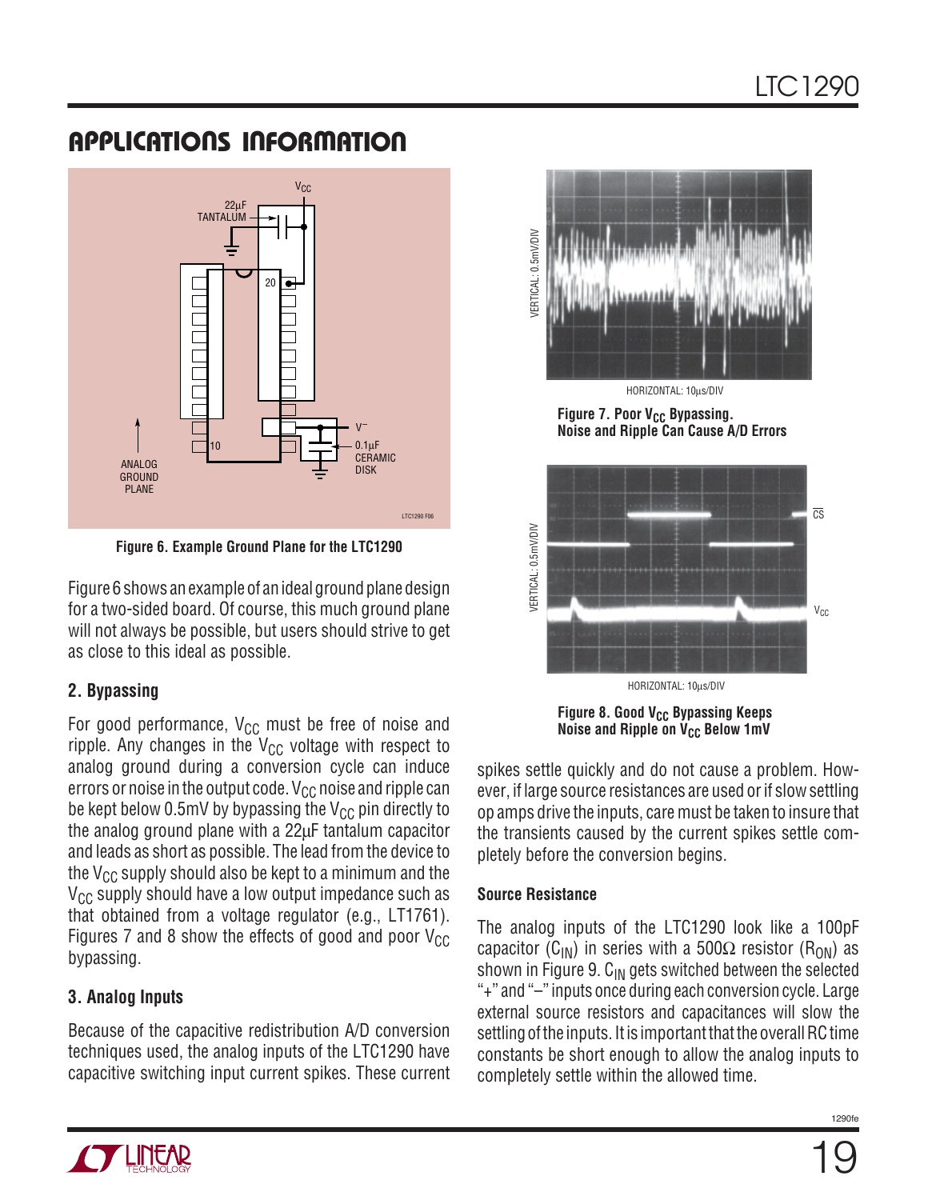## APPLICATIONS INFORMATION

Figure 6. Example Ground Plane for the LTC1290

Figure 6 shows an example of an ideal ground plane design for a two-sided board. Of course, this much ground plane will not always be possible, but users should strive to get as close to this ideal as possible.

### 2. Bypassing

For good performance, $V_{CC}$ must be free of noise and ripple. Any changes in the $V_{CC}$ voltage with respect to analog ground during a conversion cycle can induce errors or noise in the output code. $V_{CC}$ noise and ripple can be kept below 0.5mV by bypassing the $V_{CC}$ pin directly to the analog ground plane with a 22µF tantalum capacitor and leads as short as possible. The lead from the device to the $V_{CC}$ supply should also be kept to a minimum and the $V_{CC}$ supply should have a low output impedance such as that obtained from a voltage regulator (e.g., LT1761). Figures 7 and 8 show the effects of good and poor $V_{CC}$ bypassing.

Figure 7. Poor $V_{CC}$ Bypassing. Noise and Ripple Can Cause A/D Errors

Figure 8. Good $V_{CC}$ Bypassing Keeps Noise and Ripple on $V_{CC}$ Below 1mV

### 3. Analog Inputs

Because of the capacitive redistribution A/D conversion techniques used, the analog inputs of the LTC1290 have capacitive switching input current spikes. These current spikes settle quickly and do not cause a problem. However, if large source resistances are used or if slow settling op amps drive the inputs, care must be taken to insure that the transients caused by the current spikes settle completely before the conversion begins.

#### Source Resistance

The analog inputs of the LTC1290 look like a 100pF capacitor ($C_{IN}$) in series with a 500Ω resistor ($R_{ON}$) as shown in Figure 9. $C_{IN}$ gets switched between the selected "+" and "–" inputs once during each conversion cycle. Large external source resistors and capacitances will slow the settling of the inputs. It is important that the overall RC time constants be short enough to allow the analog inputs to completely settle within the allowed time.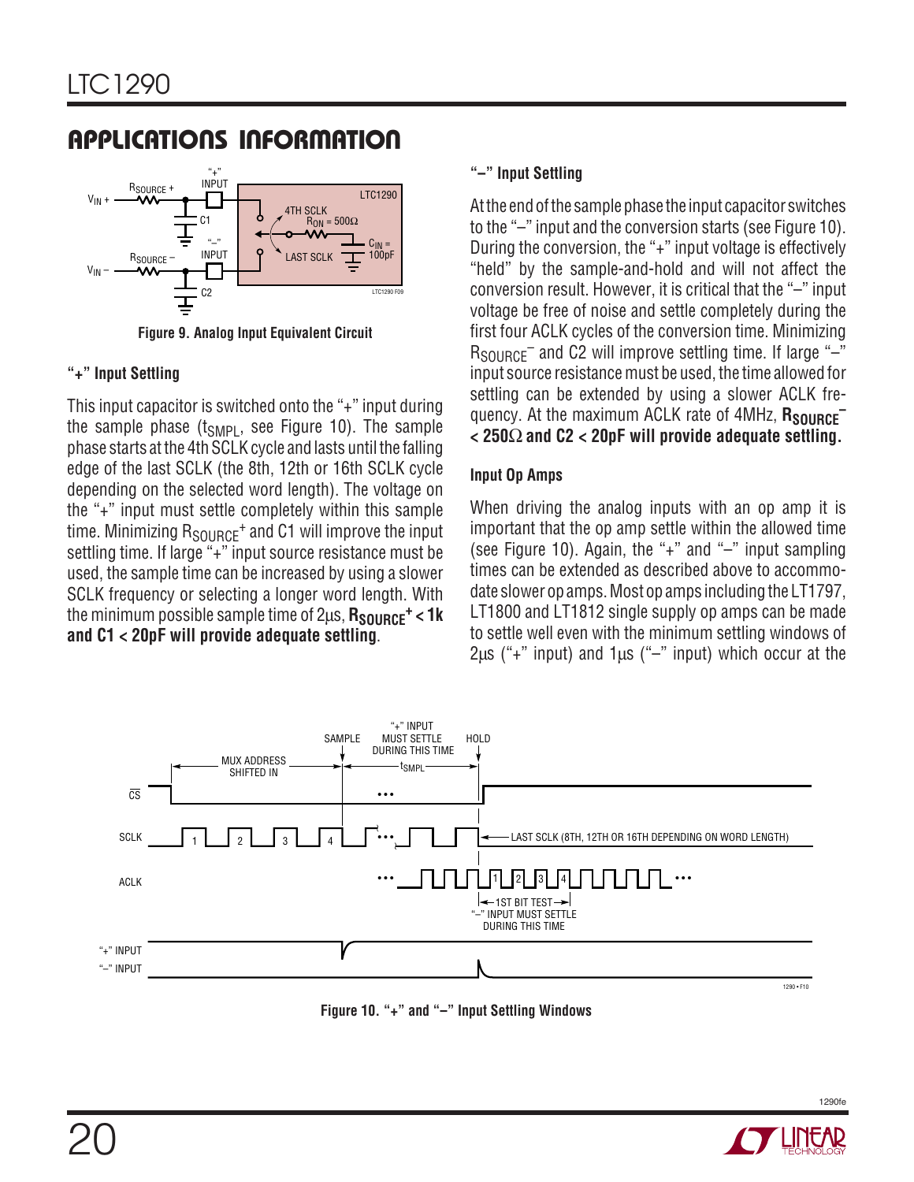## APPLICATIONS INFORMATION

Figure 9. Analog Input Equivalent Circuit

### "+" Input Settling

This input capacitor is switched onto the "+" input during the sample phase ($t_{SMPL}$, see Figure 10). The sample phase starts at the 4th SCLK cycle and lasts until the falling edge of the last SCLK (the 8th, 12th or 16th SCLK cycle depending on the selected word length). The voltage on the "+" input must settle completely within this sample time. Minimizing $R_{SOURCE}^+$ and C1 will improve the input settling time. If large "+" input source resistance must be used, the sample time can be increased by using a slower SCLK frequency or selecting a longer word length. With the minimum possible sample time of 2µs, **$R_{SOURCE}^+$ < 1k and C1 < 20pF will provide adequate settling**.

### "–" Input Settling

At the end of the sample phase the input capacitor switches to the "–" input and the conversion starts (see Figure 10). During the conversion, the "+" input voltage is effectively "held" by the sample-and-hold and will not affect the conversion result. However, it is critical that the "–" input voltage be free of noise and settle completely during the first four ACLK cycles of the conversion time. Minimizing $R_{SOURCE}^-$ and C2 will improve settling time. If large "–" input source resistance must be used, the time allowed for settling can be extended by using a slower ACLK frequency. At the maximum ACLK rate of 4MHz, **$R_{SOURCE}^-$ < 250Ω and C2 < 20pF will provide adequate settling.**

### Input Op Amps

When driving the analog inputs with an op amp it is important that the op amp settle within the allowed time (see Figure 10). Again, the "+" and "–" input sampling times can be extended as described above to accommodate slower op amps. Most op amps including the LT1797, LT1800 and LT1812 single supply op amps can be made to settle well even with the minimum settling windows of 2µs ("+" input) and 1µs ("–" input) which occur at the

Figure 10. "+" and "–" Input Settling Windows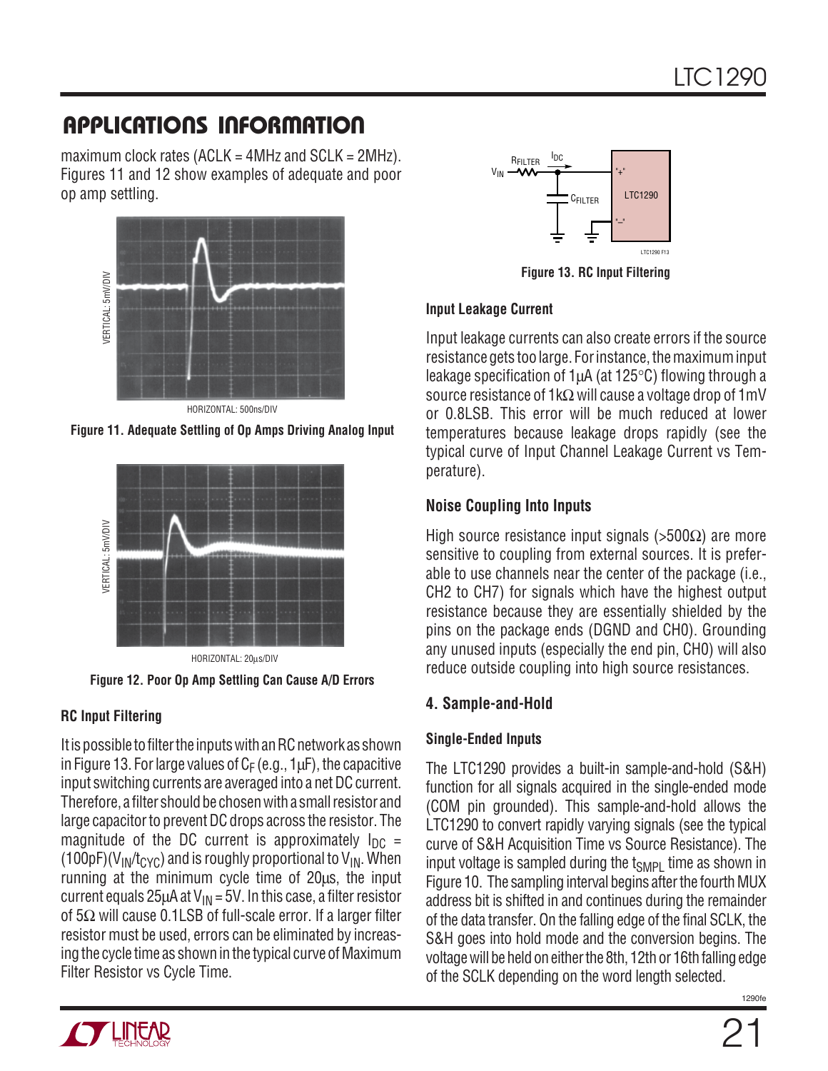## APPLICATIONS INFORMATION

maximum clock rates (ACLK = 4MHz and SCLK = 2MHz). Figures 11 and 12 show examples of adequate and poor op amp settling.

VERTICAL: 5mV/DIV

HORIZONTAL: 500ns/DIV

**Figure 11. Adequate Settling of Op Amps Driving Analog Input**

VERTICAL: 5mV/DIV

HORIZONTAL: 20µs/DIV

**Figure 12. Poor Op Amp Settling Can Cause A/D Errors**

### RC Input Filtering

It is possible to filter the inputs with an RC network as shown in Figure 13. For large values of $C_F$ (e.g., 1µF), the capacitive input switching currents are averaged into a net DC current. Therefore, a filter should be chosen with a small resistor and large capacitor to prevent DC drops across the resistor. The magnitude of the DC current is approximately $I_{DC}$ = (100pF)($V_{IN}/t_{CYC}$) and is roughly proportional to $V_{IN}$. When running at the minimum cycle time of 20µs, the input current equals 25µA at $V_{IN}$ = 5V. In this case, a filter resistor of 5Ω will cause 0.1LSB of full-scale error. If a larger filter resistor must be used, errors can be eliminated by increasing the cycle time as shown in the typical curve of Maximum Filter Resistor vs Cycle Time.

$R_{FILTER}$ $I_{DC}$ $V_{IN}$ $C_{FILTER}$ LTC1290 "+" "–"

**Figure 13. RC Input Filtering**

### Input Leakage Current

Input leakage currents can also create errors if the source resistance gets too large. For instance, the maximum input leakage specification of 1µA (at 125°C) flowing through a source resistance of 1kΩ will cause a voltage drop of 1mV or 0.8LSB. This error will be much reduced at lower temperatures because leakage drops rapidly (see the typical curve of Input Channel Leakage Current vs Temperature).

### Noise Coupling Into Inputs

High source resistance input signals (>500Ω) are more sensitive to coupling from external sources. It is preferable to use channels near the center of the package (i.e., CH2 to CH7) for signals which have the highest output resistance because they are essentially shielded by the pins on the package ends (DGND and CH0). Grounding any unused inputs (especially the end pin, CH0) will also reduce outside coupling into high source resistances.

## 4. Sample-and-Hold

### Single-Ended Inputs

The LTC1290 provides a built-in sample-and-hold (S&H) function for all signals acquired in the single-ended mode (COM pin grounded). This sample-and-hold allows the LTC1290 to convert rapidly varying signals (see the typical curve of S&H Acquisition Time vs Source Resistance). The input voltage is sampled during the $t_{SMPL}$ time as shown in Figure 10. The sampling interval begins after the fourth MUX address bit is shifted in and continues during the remainder of the data transfer. On the falling edge of the final SCLK, the S&H goes into hold mode and the conversion begins. The voltage will be held on either the 8th, 12th or 16th falling edge of the SCLK depending on the word length selected.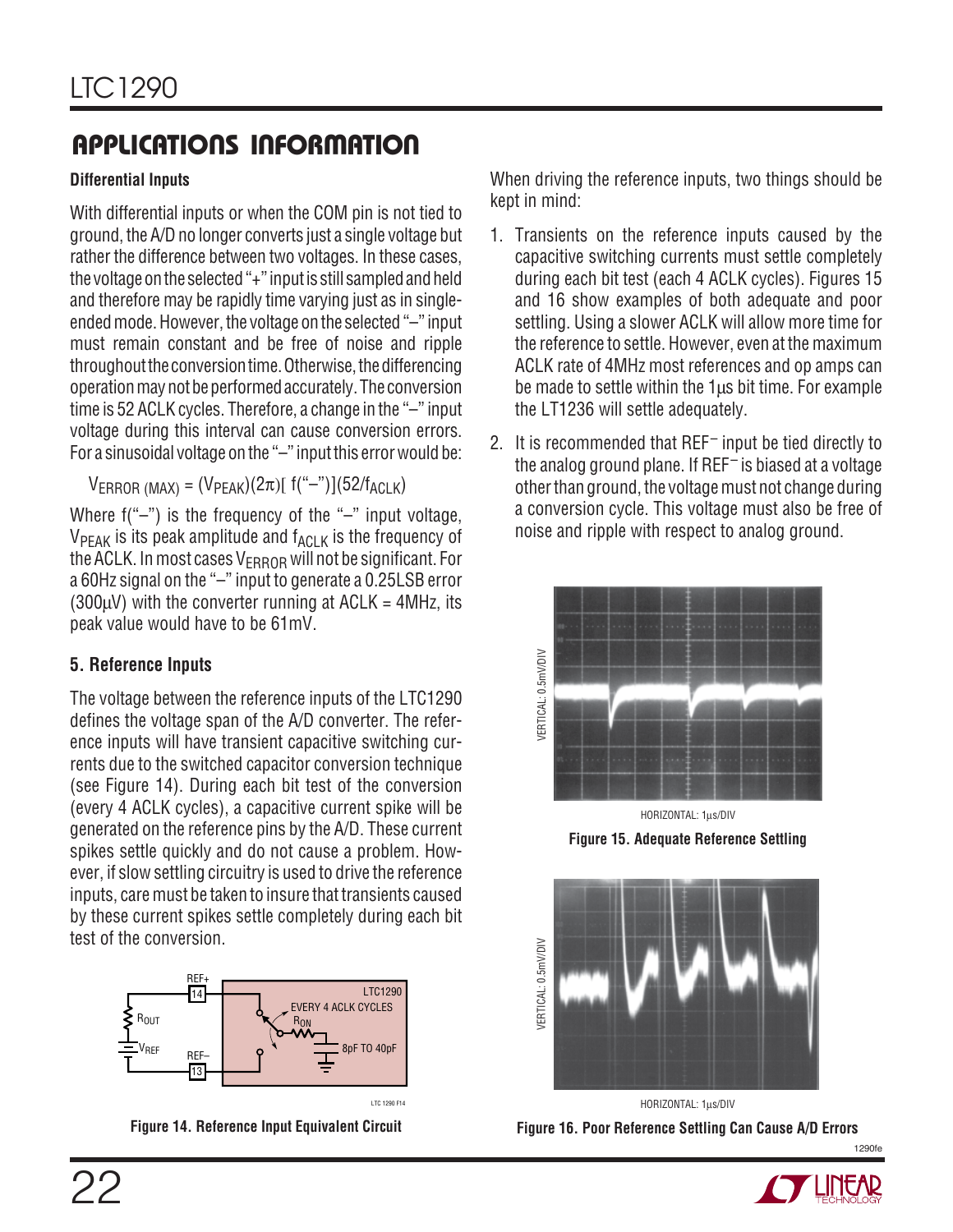## APPLICATIONS INFORMATION

**Differential Inputs**

With differential inputs or when the COM pin is not tied to ground, the A/D no longer converts just a single voltage but rather the difference between two voltages. In these cases, the voltage on the selected "+" input is still sampled and held and therefore may be rapidly time varying just as in single-ended mode. However, the voltage on the selected "–" input must remain constant and be free of noise and ripple throughout the conversion time. Otherwise, the differencing operation may not be performed accurately. The conversion time is 52 ACLK cycles. Therefore, a change in the "–" input voltage during this interval can cause conversion errors. For a sinusoidal voltage on the "–" input this error would be:

$$V_{ERROR\,(MAX)} = (V_{PEAK})(2\pi)[\,f(\text{"–"})](52/f_{ACLK})$$

Where f("–") is the frequency of the "–" input voltage, $V_{PEAK}$ is its peak amplitude and $f_{ACLK}$ is the frequency of the ACLK. In most cases $V_{ERROR}$ will not be significant. For a 60Hz signal on the "–" input to generate a 0.25LSB error (300µV) with the converter running at ACLK = 4MHz, its peak value would have to be 61mV.

### 5. Reference Inputs

The voltage between the reference inputs of the LTC1290 defines the voltage span of the A/D converter. The reference inputs will have transient capacitive switching currents due to the switched capacitor conversion technique (see Figure 14). During each bit test of the conversion (every 4 ACLK cycles), a capacitive current spike will be generated on the reference pins by the A/D. These current spikes settle quickly and do not cause a problem. However, if slow settling circuitry is used to drive the reference inputs, care must be taken to insure that transients caused by these current spikes settle completely during each bit test of the conversion.

**Figure 14. Reference Input Equivalent Circuit**

When driving the reference inputs, two things should be kept in mind:

1. Transients on the reference inputs caused by the capacitive switching currents must settle completely during each bit test (each 4 ACLK cycles). Figures 15 and 16 show examples of both adequate and poor settling. Using a slower ACLK will allow more time for the reference to settle. However, even at the maximum ACLK rate of 4MHz most references and op amps can be made to settle within the 1µs bit time. For example the LT1236 will settle adequately.

2. It is recommended that $REF^-$ input be tied directly to the analog ground plane. If $REF^-$ is biased at a voltage other than ground, the voltage must not change during a conversion cycle. This voltage must also be free of noise and ripple with respect to analog ground.

**Figure 15. Adequate Reference Settling**

**Figure 16. Poor Reference Settling Can Cause A/D Errors**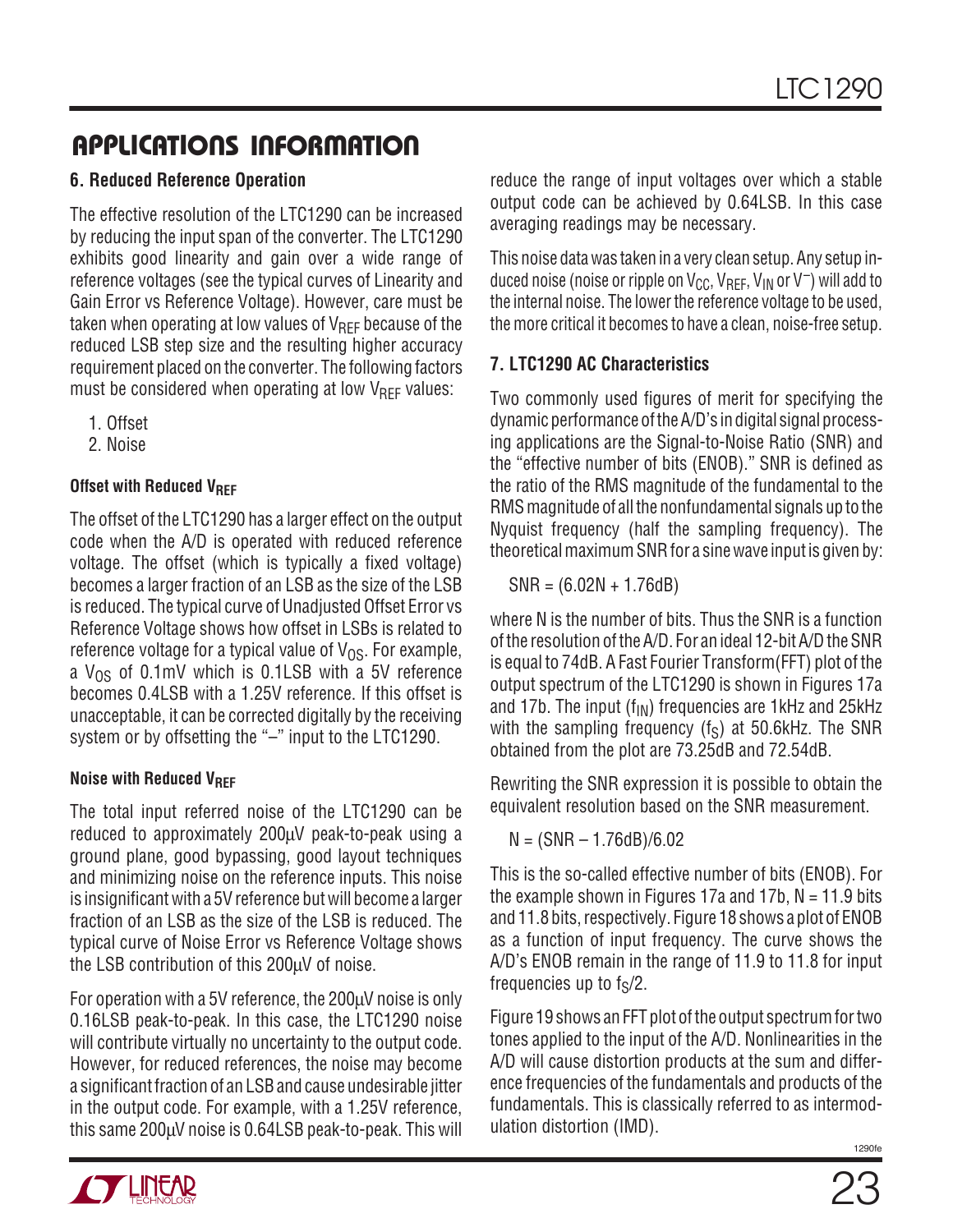## APPLICATIONS INFORMATION

### 6. Reduced Reference Operation

The effective resolution of the LTC1290 can be increased by reducing the input span of the converter. The LTC1290 exhibits good linearity and gain over a wide range of reference voltages (see the typical curves of Linearity and Gain Error vs Reference Voltage). However, care must be taken when operating at low values of $V_{REF}$ because of the reduced LSB step size and the resulting higher accuracy requirement placed on the converter. The following factors must be considered when operating at low $V_{REF}$ values:

1. Offset
2. Noise

#### Offset with Reduced $V_{REF}$

The offset of the LTC1290 has a larger effect on the output code when the A/D is operated with reduced reference voltage. The offset (which is typically a fixed voltage) becomes a larger fraction of an LSB as the size of the LSB is reduced. The typical curve of Unadjusted Offset Error vs Reference Voltage shows how offset in LSBs is related to reference voltage for a typical value of $V_{OS}$. For example, a $V_{OS}$ of 0.1mV which is 0.1LSB with a 5V reference becomes 0.4LSB with a 1.25V reference. If this offset is unacceptable, it can be corrected digitally by the receiving system or by offsetting the "–" input to the LTC1290.

#### Noise with Reduced $V_{REF}$

The total input referred noise of the LTC1290 can be reduced to approximately 200µV peak-to-peak using a ground plane, good bypassing, good layout techniques and minimizing noise on the reference inputs. This noise is insignificant with a 5V reference but will become a larger fraction of an LSB as the size of the LSB is reduced. The typical curve of Noise Error vs Reference Voltage shows the LSB contribution of this 200µV of noise.

For operation with a 5V reference, the 200µV noise is only 0.16LSB peak-to-peak. In this case, the LTC1290 noise will contribute virtually no uncertainty to the output code. However, for reduced references, the noise may become a significant fraction of an LSB and cause undesirable jitter in the output code. For example, with a 1.25V reference, this same 200µV noise is 0.64LSB peak-to-peak. This will reduce the range of input voltages over which a stable output code can be achieved by 0.64LSB. In this case averaging readings may be necessary.

This noise data was taken in a very clean setup. Any setup induced noise (noise or ripple on $V_{CC}$, $V_{REF}$, $V_{IN}$ or $V^-$) will add to the internal noise. The lower the reference voltage to be used, the more critical it becomes to have a clean, noise-free setup.

### 7. LTC1290 AC Characteristics

Two commonly used figures of merit for specifying the dynamic performance of the A/D's in digital signal processing applications are the Signal-to-Noise Ratio (SNR) and the "effective number of bits (ENOB)." SNR is defined as the ratio of the RMS magnitude of the fundamental to the RMS magnitude of all the nonfundamental signals up to the Nyquist frequency (half the sampling frequency). The theoretical maximum SNR for a sine wave input is given by:

$$SNR = (6.02N + 1.76dB)$$

where N is the number of bits. Thus the SNR is a function of the resolution of the A/D. For an ideal 12-bit A/D the SNR is equal to 74dB. A Fast Fourier Transform(FFT) plot of the output spectrum of the LTC1290 is shown in Figures 17a and 17b. The input ($f_{IN}$) frequencies are 1kHz and 25kHz with the sampling frequency ($f_S$) at 50.6kHz. The SNR obtained from the plot are 73.25dB and 72.54dB.

Rewriting the SNR expression it is possible to obtain the equivalent resolution based on the SNR measurement.

$$N = (SNR – 1.76dB)/6.02$$

This is the so-called effective number of bits (ENOB). For the example shown in Figures 17a and 17b, N = 11.9 bits and 11.8 bits, respectively. Figure 18 shows a plot of ENOB as a function of input frequency. The curve shows the A/D's ENOB remain in the range of 11.9 to 11.8 for input frequencies up to $f_S/2$.

Figure 19 shows an FFT plot of the output spectrum for two tones applied to the input of the A/D. Nonlinearities in the A/D will cause distortion products at the sum and difference frequencies of the fundamentals and products of the fundamentals. This is classically referred to as intermodulation distortion (IMD).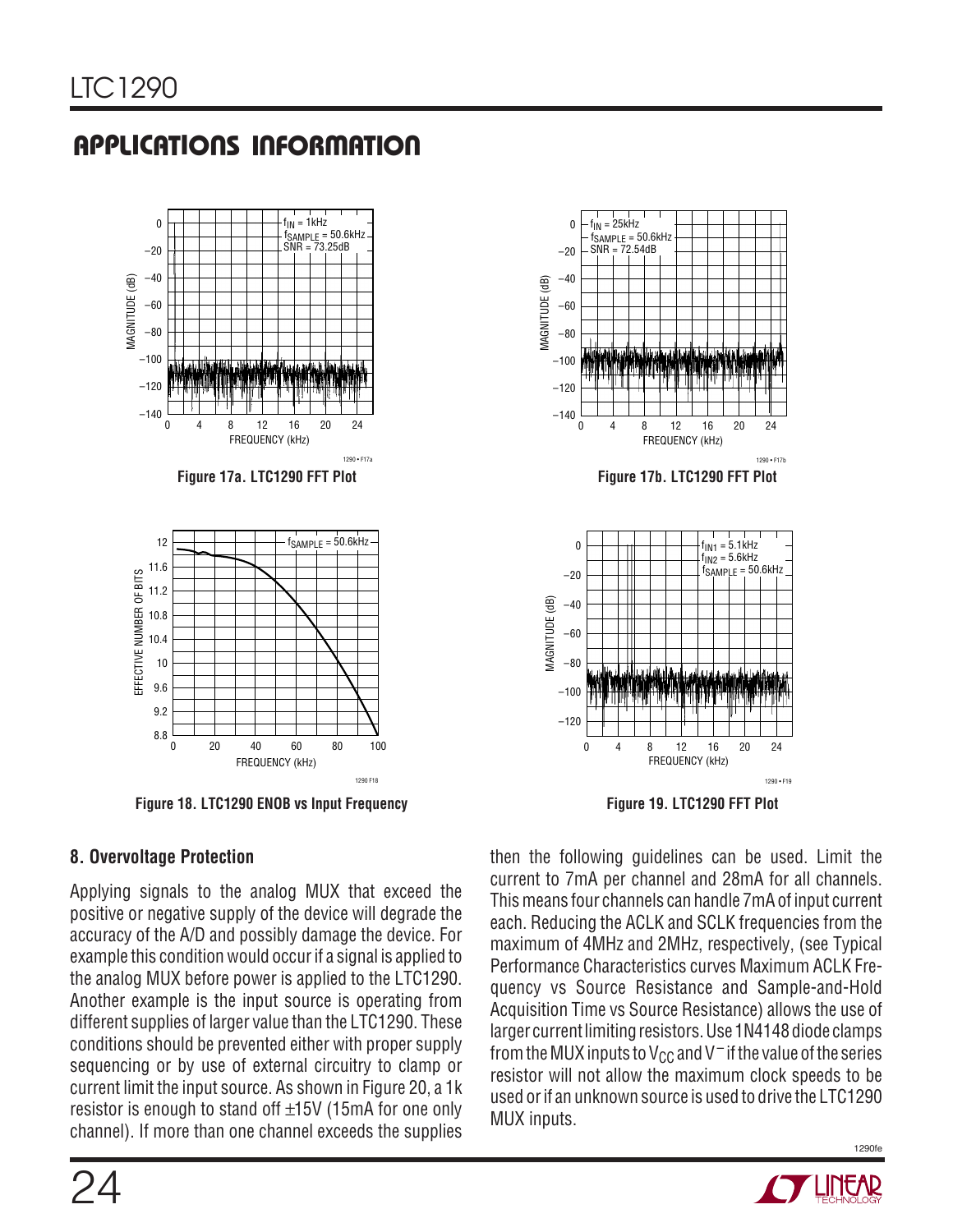## APPLICATIONS INFORMATION

Figure 17a. LTC1290 FFT Plot

Figure 17b. LTC1290 FFT Plot

Figure 18. LTC1290 ENOB vs Input Frequency

Figure 19. LTC1290 FFT Plot

### 8. Overvoltage Protection

Applying signals to the analog MUX that exceed the positive or negative supply of the device will degrade the accuracy of the A/D and possibly damage the device. For example this condition would occur if a signal is applied to the analog MUX before power is applied to the LTC1290. Another example is the input source is operating from different supplies of larger value than the LTC1290. These conditions should be prevented either with proper supply sequencing or by use of external circuitry to clamp or current limit the input source. As shown in Figure 20, a 1k resistor is enough to stand off ±15V (15mA for one only channel). If more than one channel exceeds the supplies then the following guidelines can be used. Limit the current to 7mA per channel and 28mA for all channels. This means four channels can handle 7mA of input current each. Reducing the ACLK and SCLK frequencies from the maximum of 4MHz and 2MHz, respectively, (see Typical Performance Characteristics curves Maximum ACLK Frequency vs Source Resistance and Sample-and-Hold Acquisition Time vs Source Resistance) allows the use of larger current limiting resistors. Use 1N4148 diode clamps from the MUX inputs to $V_{CC}$ and $V^-$ if the value of the series resistor will not allow the maximum clock speeds to be used or if an unknown source is used to drive the LTC1290 MUX inputs.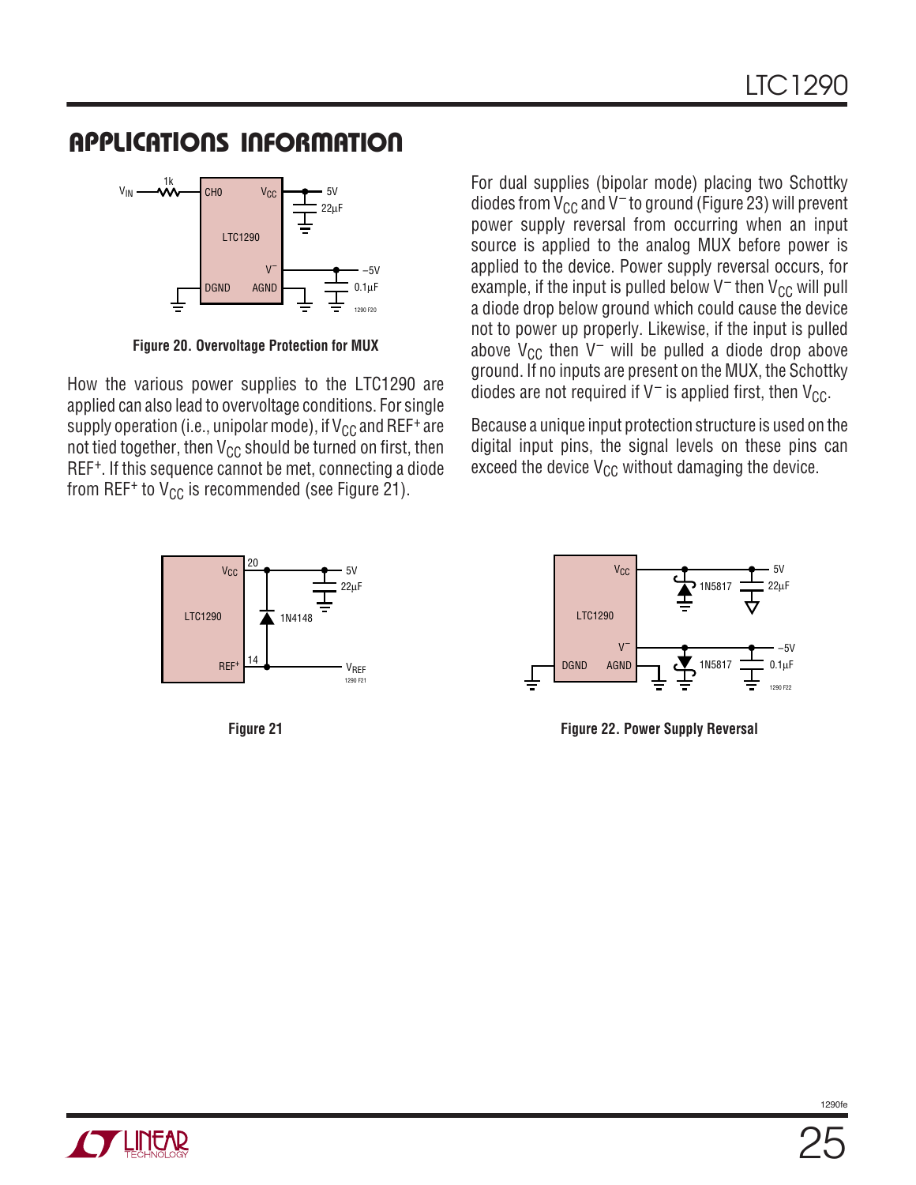## APPLICATIONS INFORMATION

Figure 20. Overvoltage Protection for MUX

How the various power supplies to the LTC1290 are applied can also lead to overvoltage conditions. For single supply operation (i.e., unipolar mode), if $V_{CC}$ and REF⁺ are not tied together, then $V_{CC}$ should be turned on first, then REF⁺. If this sequence cannot be met, connecting a diode from REF⁺ to $V_{CC}$ is recommended (see Figure 21).

For dual supplies (bipolar mode) placing two Schottky diodes from $V_{CC}$ and $V^-$ to ground (Figure 23) will prevent power supply reversal from occurring when an input source is applied to the analog MUX before power is applied to the device. Power supply reversal occurs, for example, if the input is pulled below $V^-$ then $V_{CC}$ will pull a diode drop below ground which could cause the device not to power up properly. Likewise, if the input is pulled above $V_{CC}$ then $V^-$ will be pulled a diode drop above ground. If no inputs are present on the MUX, the Schottky diodes are not required if $V^-$ is applied first, then $V_{CC}$.

Because a unique input protection structure is used on the digital input pins, the signal levels on these pins can exceed the device $V_{CC}$ without damaging the device.

Figure 21

Figure 22. Power Supply Reversal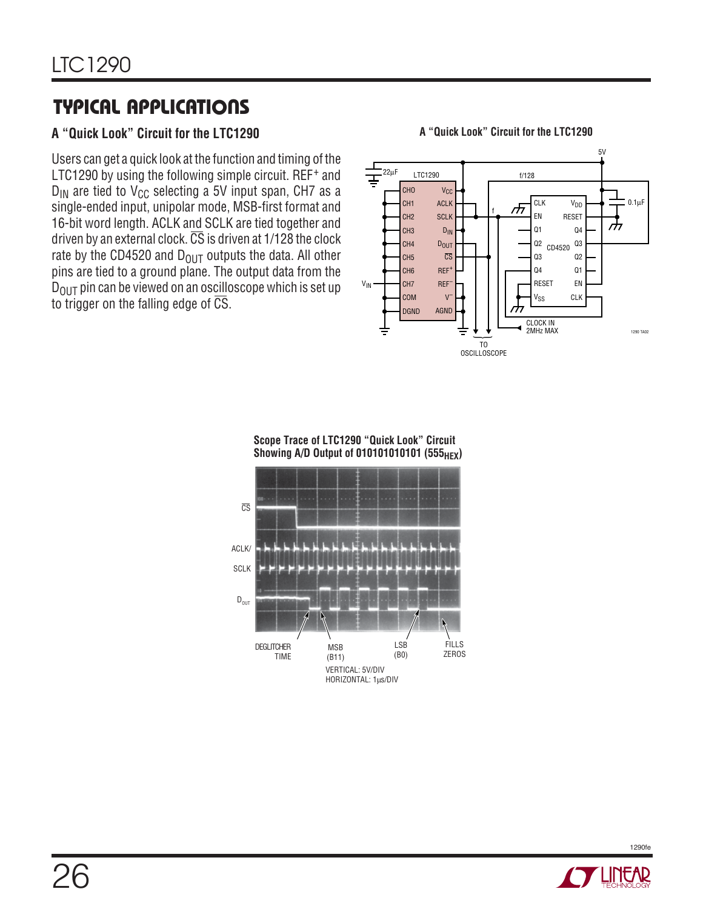## TYPICAL APPLICATIONS

### A "Quick Look" Circuit for the LTC1290

Users can get a quick look at the function and timing of the LTC1290 by using the following simple circuit. $REF^+$ and $D_{IN}$ are tied to $V_{CC}$ selecting a 5V input span, CH7 as a single-ended input, unipolar mode, MSB-first format and 16-bit word length. ACLK and SCLK are tied together and driven by an external clock. $\overline{CS}$ is driven at 1/128 the clock rate by the CD4520 and $D_{OUT}$ outputs the data. All other pins are tied to a ground plane. The output data from the $D_{OUT}$ pin can be viewed on an oscilloscope which is set up to trigger on the falling edge of $\overline{CS}$.

**A "Quick Look" Circuit for the LTC1290**

**Scope Trace of LTC1290 "Quick Look" Circuit Showing A/D Output of 010101010101 ($555_{HEX}$)**

VERTICAL: 5V/DIV
HORIZONTAL: 1µs/DIV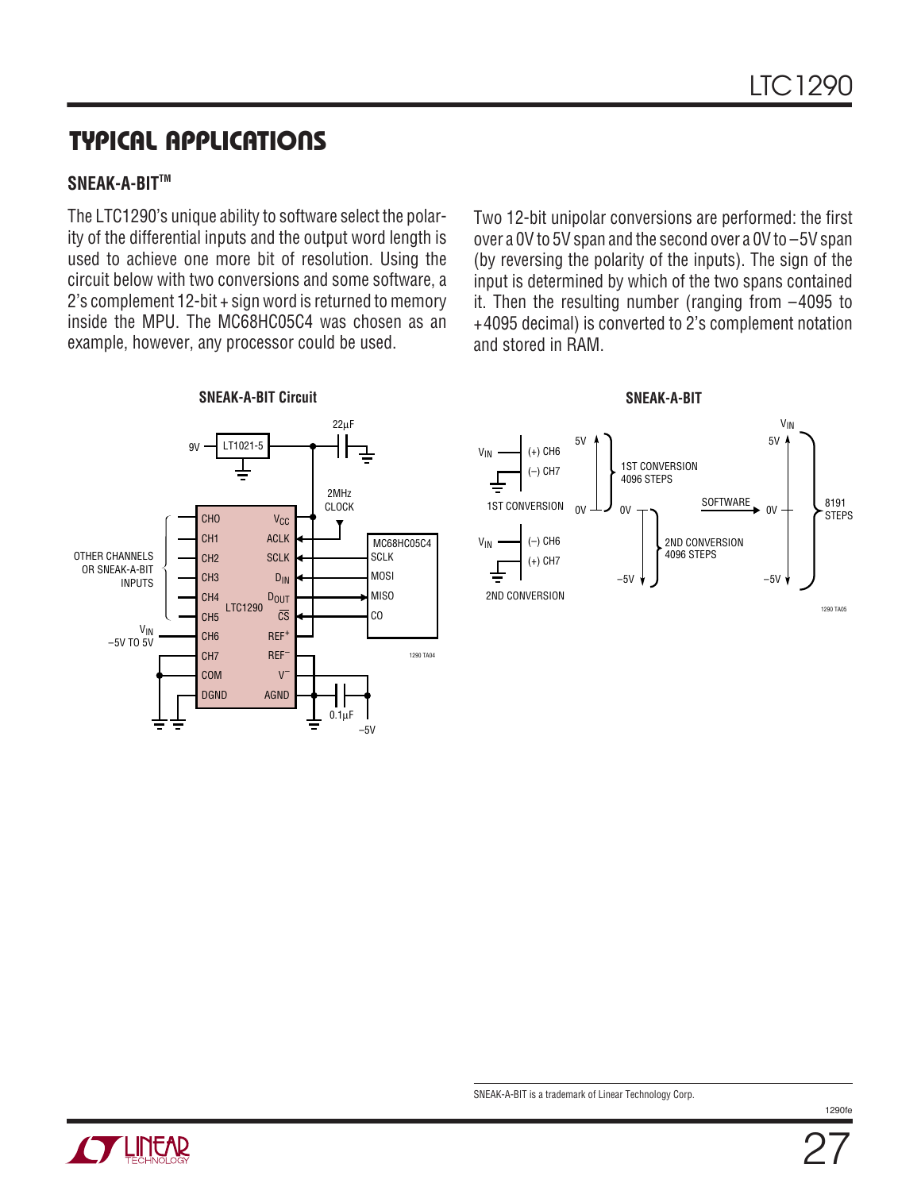## TYPICAL APPLICATIONS

### SNEAK-A-BIT™

The LTC1290's unique ability to software select the polarity of the differential inputs and the output word length is used to achieve one more bit of resolution. Using the circuit below with two conversions and some software, a 2's complement 12-bit + sign word is returned to memory inside the MPU. The MC68HC05C4 was chosen as an example, however, any processor could be used.

Two 12-bit unipolar conversions are performed: the first over a 0V to 5V span and the second over a 0V to –5V span (by reversing the polarity of the inputs). The sign of the input is determined by which of the two spans contained it. Then the resulting number (ranging from –4095 to +4095 decimal) is converted to 2's complement notation and stored in RAM.

**SNEAK-A-BIT Circuit**

**SNEAK-A-BIT**

SNEAK-A-BIT is a trademark of Linear Technology Corp.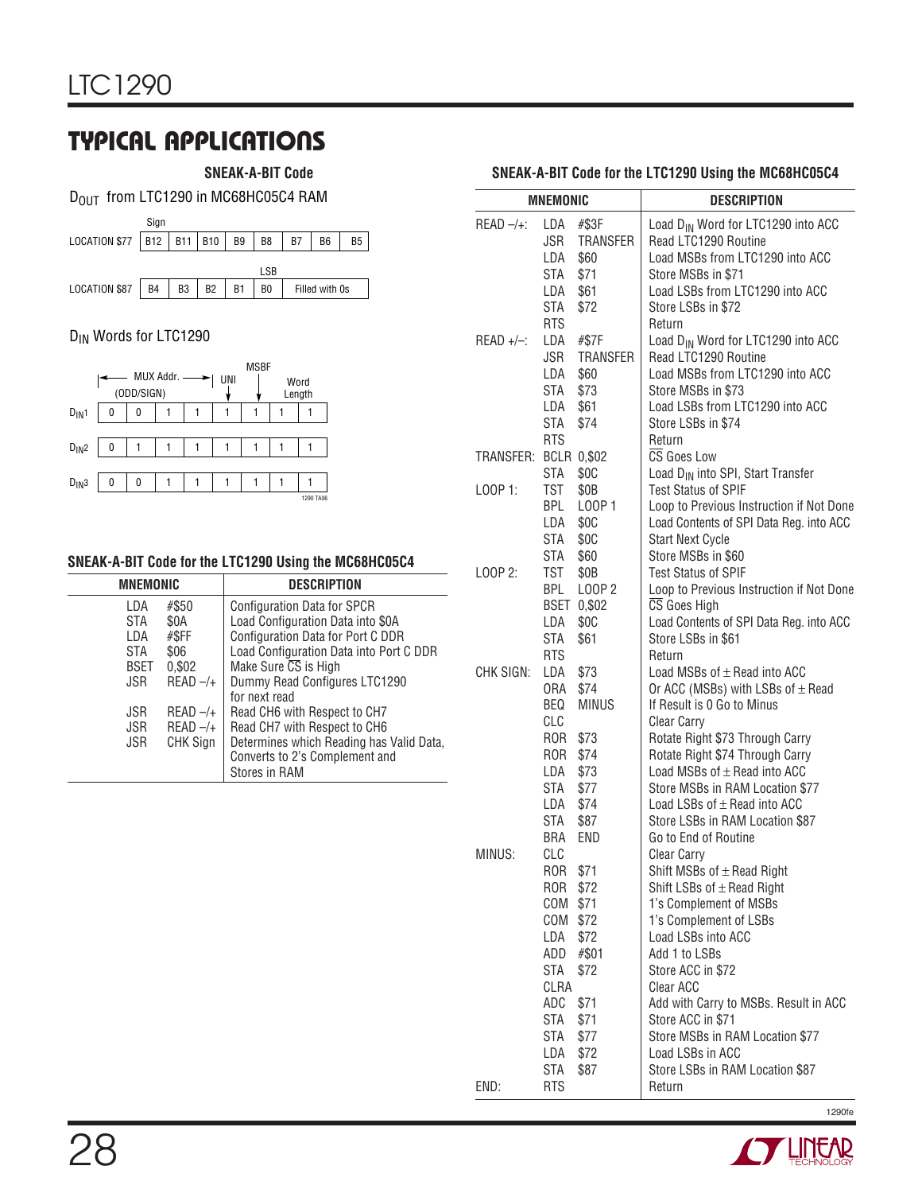## TYPICAL APPLICATIONS

### SNEAK-A-BIT Code

$D_{OUT}$ from LTC1290 in MC68HC05C4 RAM

| | Sign | | | | | | | |
|---|---|---|---|---|---|---|---|---|
| LOCATION $77 | B12 | B11 | B10 | B9 | B8 | B7 | B6 | B5 |

| | | | | | LSB | | | |
|---|---|---|---|---|---|---|---|---|
| LOCATION $87 | B4 | B3 | B2 | B1 | B0 | Filled with 0s | | |

$D_{IN}$ Words for LTC1290

| | MUX Addr. (ODD/SIGN) | | | | UNI | MSBF | Word Length | |
|---|---|---|---|---|---|---|---|---|
| $D_{IN}1$ | 0 | 0 | 1 | 1 | 1 | 1 | 1 | 1 |
| $D_{IN}2$ | 0 | 1 | 1 | 1 | 1 | 1 | 1 | 1 |
| $D_{IN}3$ | 0 | 0 | 1 | 1 | 1 | 1 | 1 | 1 |

### SNEAK-A-BIT Code for the LTC1290 Using the MC68HC05C4

| MNEMONIC | | DESCRIPTION |
|---|---|---|
| LDA | #$50 | Configuration Data for SPCR |
| STA | $0A | Load Configuration Data into $0A |
| LDA | #$FF | Configuration Data for Port C DDR |
| STA | $06 | Load Configuration Data into Port C DDR |
| BSET | 0,$02 | Make Sure $\overline{CS}$ is High |
| JSR | READ –/+ | Dummy Read Configures LTC1290 for next read |
| JSR | READ –/+ | Read CH6 with Respect to CH7 |
| JSR | READ –/+ | Read CH7 with Respect to CH6 |
| JSR | CHK Sign | Determines which Reading has Valid Data, Converts to 2's Complement and Stores in RAM |

### SNEAK-A-BIT Code for the LTC1290 Using the MC68HC05C4

| MNEMONIC | | | DESCRIPTION |
|---|---|---|---|
| READ –/+: | LDA | #$3F | Load $D_{IN}$ Word for LTC1290 into ACC |
| | JSR | TRANSFER | Read LTC1290 Routine |
| | LDA | $60 | Load MSBs from LTC1290 into ACC |
| | STA | $71 | Store MSBs in $71 |
| | LDA | $61 | Load LSBs from LTC1290 into ACC |
| | STA | $72 | Store LSBs in $72 |
| | RTS | | Return |
| READ +/–: | LDA | #$7F | Load $D_{IN}$ Word for LTC1290 into ACC |
| | JSR | TRANSFER | Read LTC1290 Routine |
| | LDA | $60 | Load MSBs from LTC1290 into ACC |
| | STA | $73 | Store MSBs in $73 |
| | LDA | $61 | Load LSBs from LTC1290 into ACC |
| | STA | $74 | Store LSBs in $74 |
| | RTS | | Return |
| TRANSFER: | BCLR | 0,$02 | $\overline{CS}$ Goes Low |
| | STA | $0C | Load $D_{IN}$ into SPI, Start Transfer |
| LOOP 1: | TST | $0B | Test Status of SPIF |
| | BPL | LOOP 1 | Loop to Previous Instruction if Not Done |
| | LDA | $0C | Load Contents of SPI Data Reg. into ACC |
| | STA | $0C | Start Next Cycle |
| | STA | $60 | Store MSBs in $60 |
| LOOP 2: | TST | $0B | Test Status of SPIF |
| | BPL | LOOP 2 | Loop to Previous Instruction if Not Done |
| | BSET | 0,$02 | $\overline{CS}$ Goes High |
| | LDA | $0C | Load Contents of SPI Data Reg. into ACC |
| | STA | $61 | Store LSBs in $61 |
| | RTS | | Return |
| CHK SIGN: | LDA | $73 | Load MSBs of ± Read into ACC |
| | ORA | $74 | Or ACC (MSBs) with LSBs of ± Read |
| | BEQ | MINUS | If Result is 0 Go to Minus |
| | CLC | | Clear Carry |
| | ROR | $73 | Rotate Right $73 Through Carry |
| | ROR | $74 | Rotate Right $74 Through Carry |
| | LDA | $73 | Load MSBs of ± Read into ACC |
| | STA | $77 | Store MSBs in RAM Location $77 |
| | LDA | $74 | Load LSBs of ± Read into ACC |
| | STA | $87 | Store LSBs in RAM Location $87 |
| | BRA | END | Go to End of Routine |
| MINUS: | CLC | | Clear Carry |
| | ROR | $71 | Shift MSBs of ± Read Right |
| | ROR | $72 | Shift LSBs of ± Read Right |
| | COM | $71 | 1's Complement of MSBs |
| | COM | $72 | 1's Complement of LSBs |
| | LDA | $72 | Load LSBs into ACC |
| | ADD | #$01 | Add 1 to LSBs |
| | STA | $72 | Store ACC in $72 |
| | CLRA | | Clear ACC |
| | ADC | $71 | Add with Carry to MSBs. Result in ACC |
| | STA | $71 | Store ACC in $71 |
| | STA | $77 | Store MSBs in RAM Location $77 |
| | LDA | $72 | Load LSBs in ACC |
| | STA | $87 | Store LSBs in RAM Location $87 |
| END: | RTS | | Return |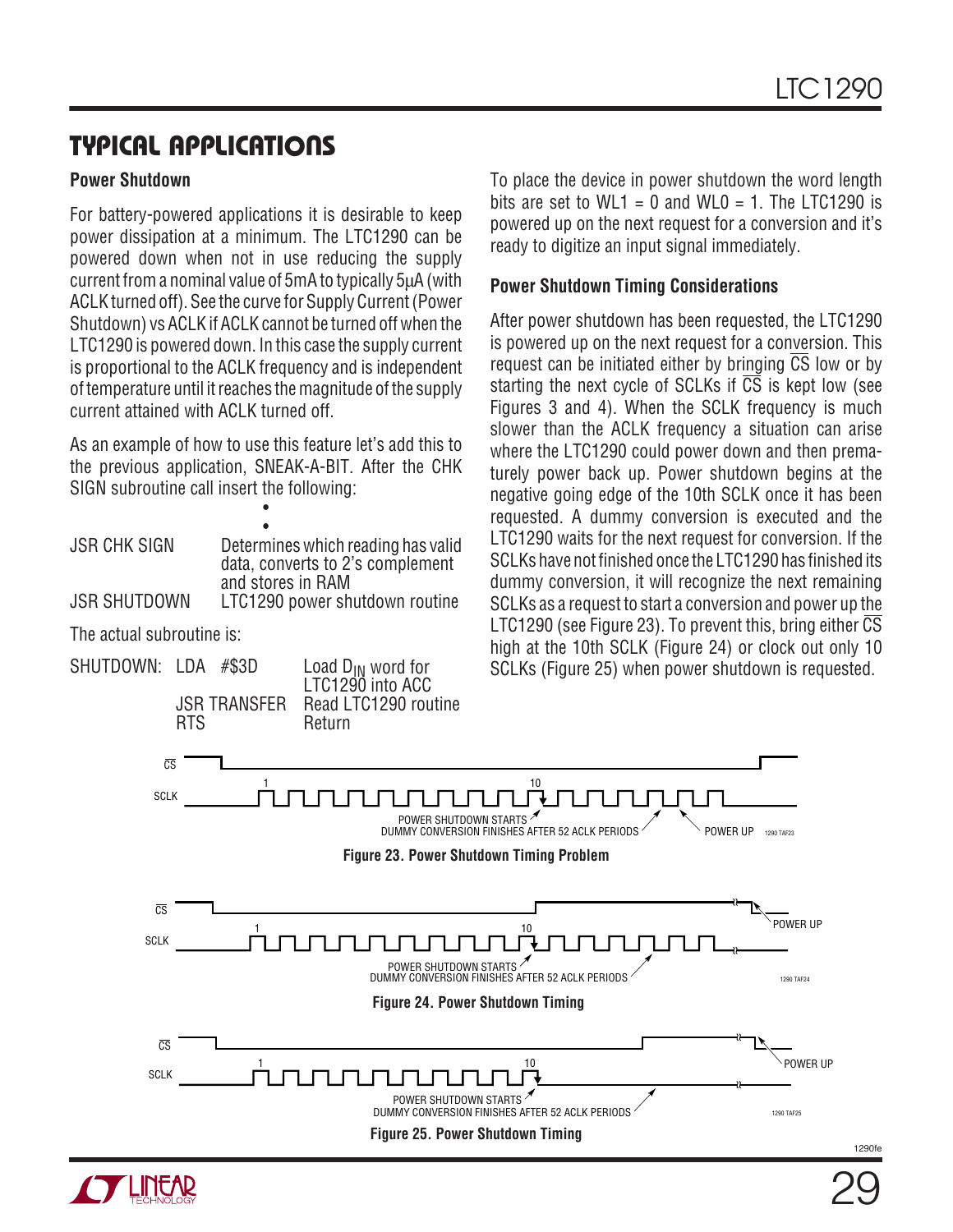## TYPICAL APPLICATIONS

### Power Shutdown

For battery-powered applications it is desirable to keep power dissipation at a minimum. The LTC1290 can be powered down when not in use reducing the supply current from a nominal value of 5mA to typically 5µA (with ACLK turned off). See the curve for Supply Current (Power Shutdown) vs ACLK if ACLK cannot be turned off when the LTC1290 is powered down. In this case the supply current is proportional to the ACLK frequency and is independent of temperature until it reaches the magnitude of the supply current attained with ACLK turned off.

As an example of how to use this feature let's add this to the previous application, SNEAK-A-BIT. After the CHK SIGN subroutine call insert the following:

```
                •
                •
JSR CHK SIGN    Determines which reading has valid
                data, converts to 2's complement
                and stores in RAM
JSR SHUTDOWN    LTC1290 power shutdown routine
```

The actual subroutine is:

```
SHUTDOWN:  LDA  #$3D      Load DIN word for
                          LTC1290 into ACC
           JSR TRANSFER   Read LTC1290 routine
           RTS            Return
```

To place the device in power shutdown the word length bits are set to WL1 = 0 and WL0 = 1. The LTC1290 is powered up on the next request for a conversion and it's ready to digitize an input signal immediately.

### Power Shutdown Timing Considerations

After power shutdown has been requested, the LTC1290 is powered up on the next request for a conversion. This request can be initiated either by bringing $\overline{CS}$ low or by starting the next cycle of SCLKs if $\overline{CS}$ is kept low (see Figures 3 and 4). When the SCLK frequency is much slower than the ACLK frequency a situation can arise where the LTC1290 could power down and then prematurely power back up. Power shutdown begins at the negative going edge of the 10th SCLK once it has been requested. A dummy conversion is executed and the LTC1290 waits for the next request for conversion. If the SCLKs have not finished once the LTC1290 has finished its dummy conversion, it will recognize the next remaining SCLKs as a request to start a conversion and power up the LTC1290 (see Figure 23). To prevent this, bring either $\overline{CS}$ high at the 10th SCLK (Figure 24) or clock out only 10 SCLKs (Figure 25) when power shutdown is requested.

Figure 23. Power Shutdown Timing Problem

Figure 24. Power Shutdown Timing

Figure 25. Power Shutdown Timing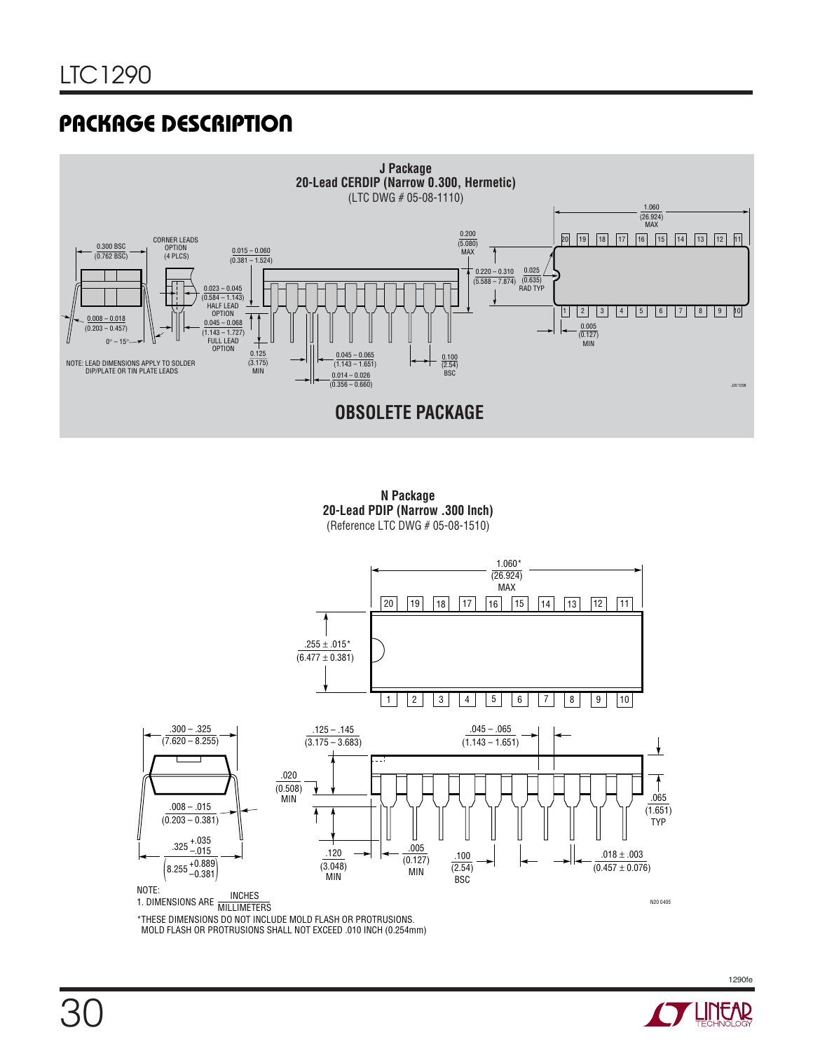## PACKAGE DESCRIPTION

**J Package**
**20-Lead CERDIP (Narrow 0.300, Hermetic)**
(LTC DWG # 05-08-1110)

0.300 BSC (0.762 BSC)

CORNER LEADS OPTION (4 PLCS)

0.015 – 0.060 (0.381 – 1.524)

0.200 (5.080) MAX

1.060 (26.924) MAX

0.220 – 0.310 (5.588 – 7.874)

0.025 (0.635) RAD TYP

0.023 – 0.045 (0.584 – 1.143) HALF LEAD OPTION

0.045 – 0.068 (1.143 – 1.727) FULL LEAD OPTION

0.008 – 0.018 (0.203 – 0.457)

0° – 15°

0.125 (3.175) MIN

0.045 – 0.065 (1.143 – 1.651)

0.014 – 0.026 (0.356 – 0.660)

0.100 (2.54) BSC

0.005 (0.127) MIN

NOTE: LEAD DIMENSIONS APPLY TO SOLDER DIP/PLATE OR TIN PLATE LEADS

J20 1298

**OBSOLETE PACKAGE**

**N Package**
**20-Lead PDIP (Narrow .300 Inch)**
(Reference LTC DWG # 05-08-1510)

1.060* (26.924) MAX

.255 ± .015* (6.477 ± 0.381)

.300 – .325 (7.620 – 8.255)

.125 – .145 (3.175 – 3.683)

.045 – .065 (1.143 – 1.651)

.020 (0.508) MIN

.065 (1.651) TYP

.008 – .015 (0.203 – 0.381)

$.325^{+.035}_{-.015}$ $\left(8.255^{+0.889}_{-0.381}\right)$

.120 (3.048) MIN

.005 (0.127) MIN

.100 (2.54) BSC

.018 ± .003 (0.457 ± 0.076)

NOTE:
1. DIMENSIONS ARE $\frac{\text{INCHES}}{\text{MILLIMETERS}}$

*THESE DIMENSIONS DO NOT INCLUDE MOLD FLASH OR PROTRUSIONS. MOLD FLASH OR PROTRUSIONS SHALL NOT EXCEED .010 INCH (0.254mm)

N20 0405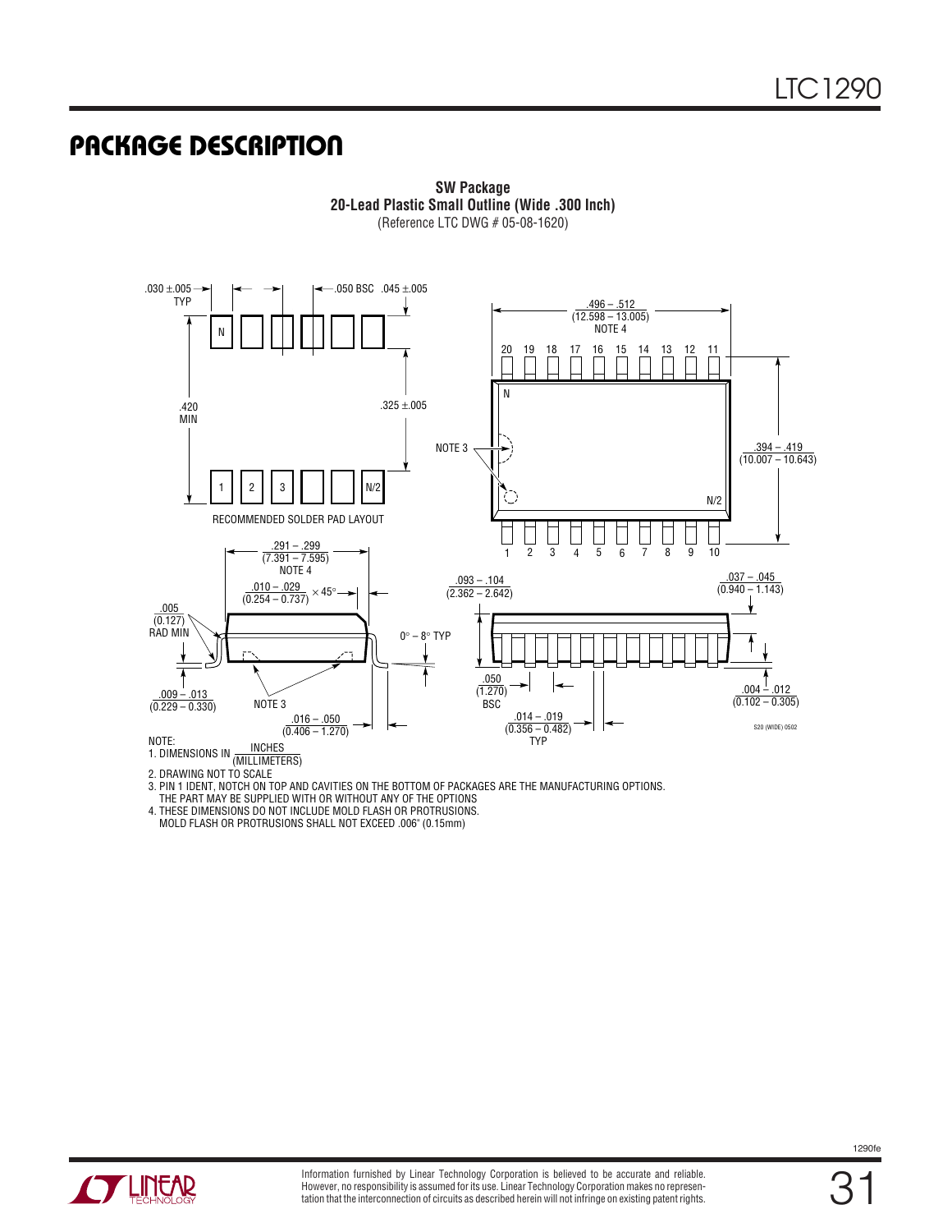## PACKAGE DESCRIPTION

**SW Package**
**20-Lead Plastic Small Outline (Wide .300 Inch)**
(Reference LTC DWG # 05-08-1620)

.030 ±.005 TYP

.050 BSC

.045 ±.005

.420 MIN

.325 ±.005

RECOMMENDED SOLDER PAD LAYOUT

.496 – .512 (12.598 – 13.005) NOTE 4

NOTE 3

.394 – .419 (10.007 – 10.643)

.291 – .299 (7.391 – 7.595) NOTE 4

.010 – .029 (0.254 – 0.737) × 45°

.005 (0.127) RAD MIN

.009 – .013 (0.229 – 0.330)

NOTE 3

0° – 8° TYP

.016 – .050 (0.406 – 1.270)

.093 – .104 (2.362 – 2.642)

.050 (1.270) BSC

.014 – .019 (0.356 – 0.482) TYP

.037 – .045 (0.940 – 1.143)

.004 – .012 (0.102 – 0.305)

S20 (WIDE) 0502

NOTE:
1. DIMENSIONS IN INCHES (MILLIMETERS)
2. DRAWING NOT TO SCALE
3. PIN 1 IDENT, NOTCH ON TOP AND CAVITIES ON THE BOTTOM OF PACKAGES ARE THE MANUFACTURING OPTIONS. THE PART MAY BE SUPPLIED WITH OR WITHOUT ANY OF THE OPTIONS
4. THESE DIMENSIONS DO NOT INCLUDE MOLD FLASH OR PROTRUSIONS. MOLD FLASH OR PROTRUSIONS SHALL NOT EXCEED .006" (0.15mm)

Information furnished by Linear Technology Corporation is believed to be accurate and reliable. However, no responsibility is assumed for its use. Linear Technology Corporation makes no representation that the interconnection of circuits as described herein will not infringe on existing patent rights.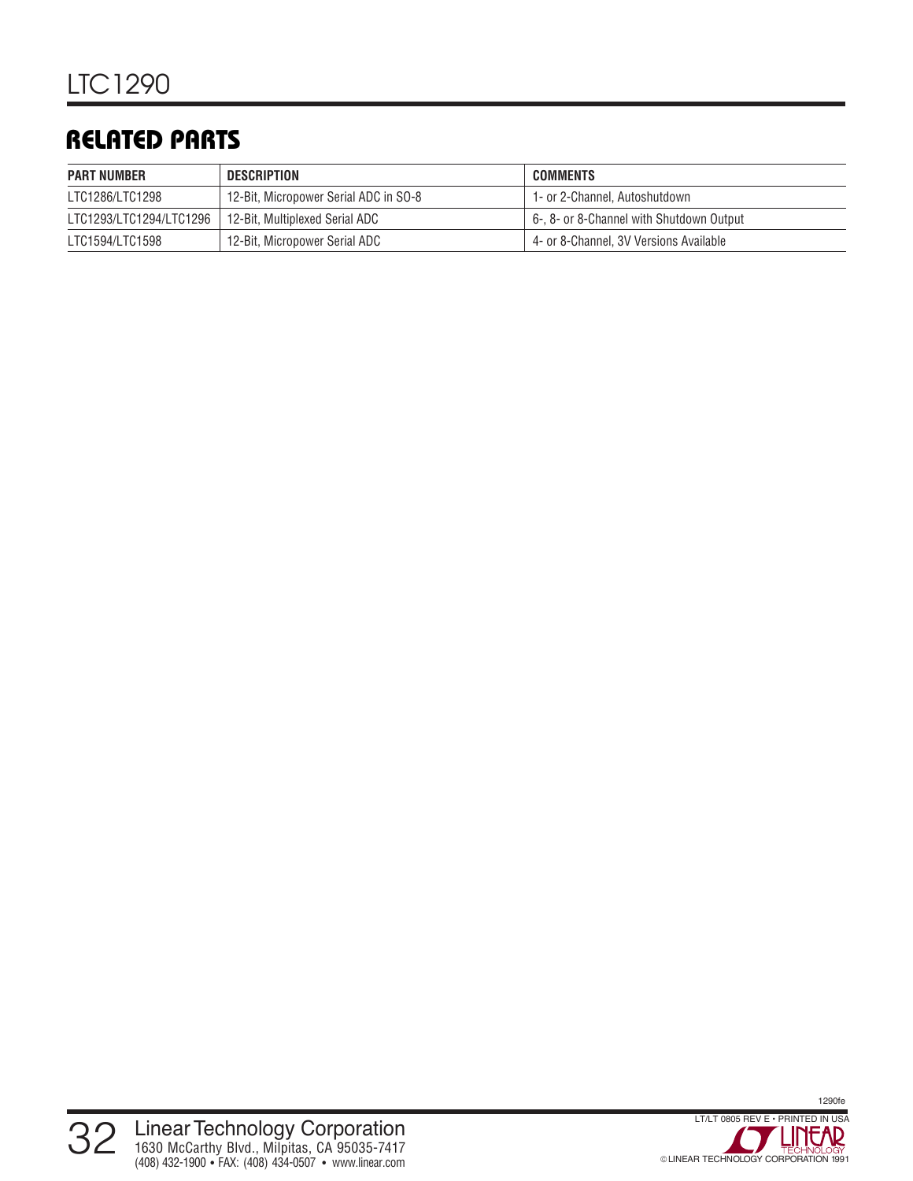## RELATED PARTS

| PART NUMBER | DESCRIPTION | COMMENTS |
|---|---|---|
| LTC1286/LTC1298 | 12-Bit, Micropower Serial ADC in SO-8 | 1- or 2-Channel, Autoshutdown |
| LTC1293/LTC1294/LTC1296 | 12-Bit, Multiplexed Serial ADC | 6-, 8- or 8-Channel with Shutdown Output |
| LTC1594/LTC1598 | 12-Bit, Micropower Serial ADC | 4- or 8-Channel, 3V Versions Available |

Linear Technology Corporation
1630 McCarthy Blvd., Milpitas, CA 95035-7417
(408) 432-1900 • FAX: (408) 434-0507 • www.linear.com

1290fe

LT/LT 0805 REV E • PRINTED IN USA

© LINEAR TECHNOLOGY CORPORATION 1991